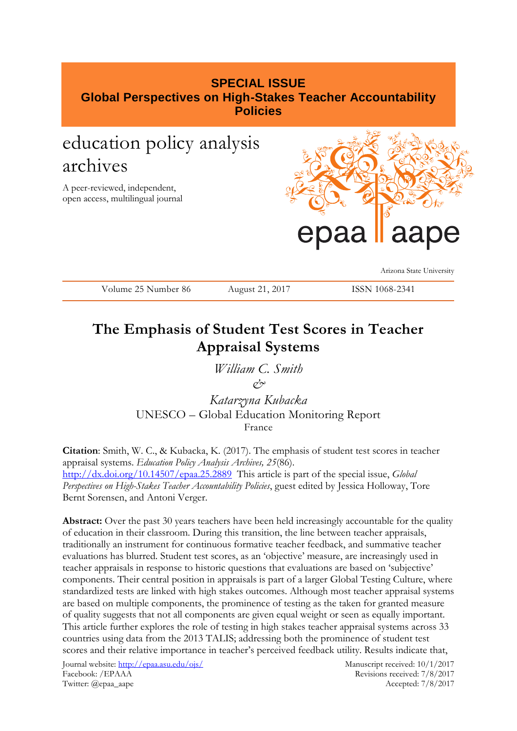**SPECIAL ISSUE**
**Global Perspectives on High-Stakes Teacher Accountability Policies**

education policy analysis archives

A peer-reviewed, independent, open access, multilingual journal

epaa aape

Arizona State University

Volume 25 Number 86 | August 21, 2017 | ISSN 1068-2341

# The Emphasis of Student Test Scores in Teacher Appraisal Systems

*William C. Smith*
*&*
*Katarzyna Kubacka*
UNESCO – Global Education Monitoring Report
France

**Citation**: Smith, W. C., & Kubacka, K. (2017). The emphasis of student test scores in teacher appraisal systems. *Education Policy Analysis Archives, 25*(86). http://dx.doi.org/10.14507/epaa.25.2889 This article is part of the special issue, *Global Perspectives on High-Stakes Teacher Accountability Policies*, guest edited by Jessica Holloway, Tore Bernt Sorensen, and Antoni Verger.

**Abstract:** Over the past 30 years teachers have been held increasingly accountable for the quality of education in their classroom. During this transition, the line between teacher appraisals, traditionally an instrument for continuous formative teacher feedback, and summative teacher evaluations has blurred. Student test scores, as an 'objective' measure, are increasingly used in teacher appraisals in response to historic questions that evaluations are based on 'subjective' components. Their central position in appraisals is part of a larger Global Testing Culture, where standardized tests are linked with high stakes outcomes. Although most teacher appraisal systems are based on multiple components, the prominence of testing as the taken for granted measure of quality suggests that not all components are given equal weight or seen as equally important. This article further explores the role of testing in high stakes teacher appraisal systems across 33 countries using data from the 2013 TALIS; addressing both the prominence of student test scores and their relative importance in teacher's perceived feedback utility. Results indicate that,

Journal website: http://epaa.asu.edu/ojs/
Facebook: /EPAAA
Twitter: @epaa_aape

Manuscript received: 10/1/2017
Revisions received: 7/8/2017
Accepted: 7/8/2017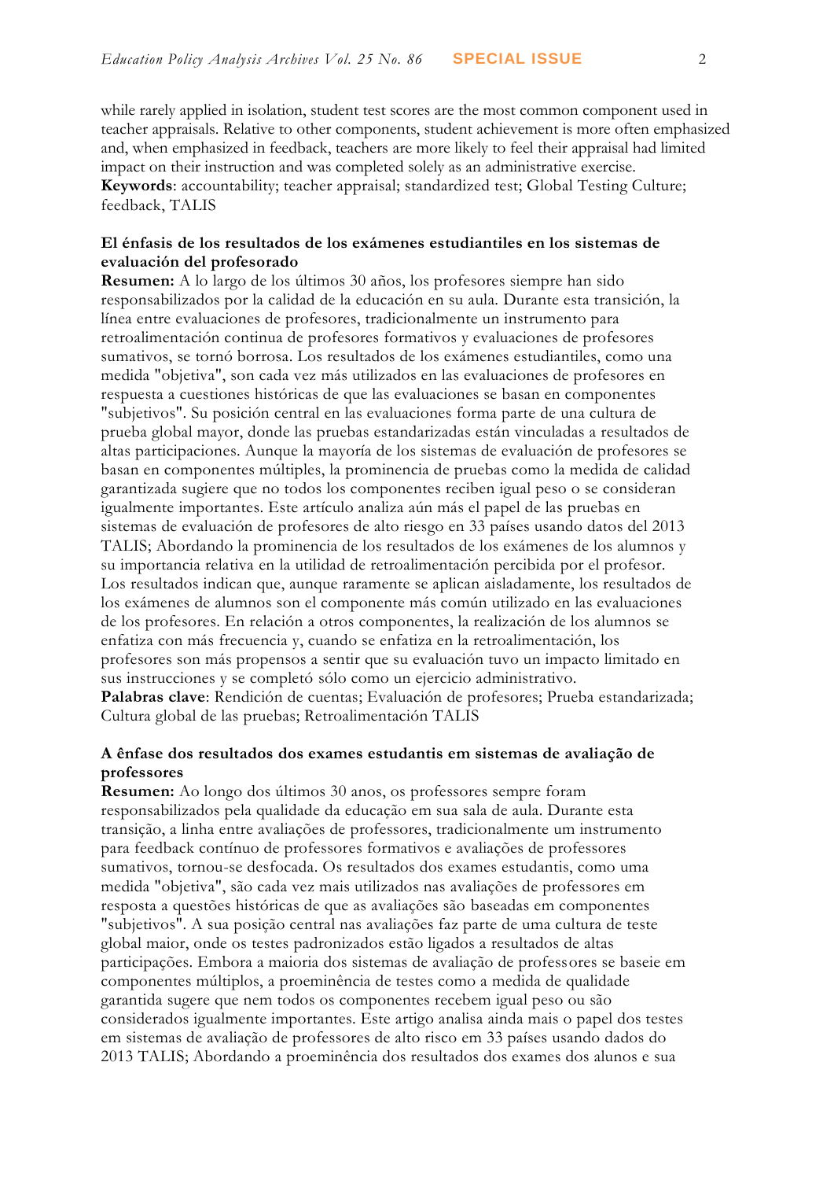while rarely applied in isolation, student test scores are the most common component used in teacher appraisals. Relative to other components, student achievement is more often emphasized and, when emphasized in feedback, teachers are more likely to feel their appraisal had limited impact on their instruction and was completed solely as an administrative exercise.
**Keywords**: accountability; teacher appraisal; standardized test; Global Testing Culture; feedback, TALIS

**El énfasis de los resultados de los exámenes estudiantiles en los sistemas de evaluación del profesorado**
**Resumen:** A lo largo de los últimos 30 años, los profesores siempre han sido responsabilizados por la calidad de la educación en su aula. Durante esta transición, la línea entre evaluaciones de profesores, tradicionalmente un instrumento para retroalimentación continua de profesores formativos y evaluaciones de profesores sumativos, se tornó borrosa. Los resultados de los exámenes estudiantiles, como una medida "objetiva", son cada vez más utilizados en las evaluaciones de profesores en respuesta a cuestiones históricas de que las evaluaciones se basan en componentes "subjetivos". Su posición central en las evaluaciones forma parte de una cultura de prueba global mayor, donde las pruebas estandarizadas están vinculadas a resultados de altas participaciones. Aunque la mayoría de los sistemas de evaluación de profesores se basan en componentes múltiples, la prominencia de pruebas como la medida de calidad garantizada sugiere que no todos los componentes reciben igual peso o se consideran igualmente importantes. Este artículo analiza aún más el papel de las pruebas en sistemas de evaluación de profesores de alto riesgo en 33 países usando datos del 2013 TALIS; Abordando la prominencia de los resultados de los exámenes de los alumnos y su importancia relativa en la utilidad de retroalimentación percibida por el profesor. Los resultados indican que, aunque raramente se aplican aisladamente, los resultados de los exámenes de alumnos son el componente más común utilizado en las evaluaciones de los profesores. En relación a otros componentes, la realización de los alumnos se enfatiza con más frecuencia y, cuando se enfatiza en la retroalimentación, los profesores son más propensos a sentir que su evaluación tuvo un impacto limitado en sus instrucciones y se completó sólo como un ejercicio administrativo.
**Palabras clave**: Rendición de cuentas; Evaluación de profesores; Prueba estandarizada; Cultura global de las pruebas; Retroalimentación TALIS

**A ênfase dos resultados dos exames estudantis em sistemas de avaliação de professores**
**Resumen:** Ao longo dos últimos 30 anos, os professores sempre foram responsabilizados pela qualidade da educação em sua sala de aula. Durante esta transição, a linha entre avaliações de professores, tradicionalmente um instrumento para feedback contínuo de professores formativos e avaliações de professores sumativos, tornou-se desfocada. Os resultados dos exames estudantis, como uma medida "objetiva", são cada vez mais utilizados nas avaliações de professores em resposta a questões históricas de que as avaliações são baseadas em componentes "subjetivos". A sua posição central nas avaliações faz parte de uma cultura de teste global maior, onde os testes padronizados estão ligados a resultados de altas participações. Embora a maioria dos sistemas de avaliação de professores se baseie em componentes múltiplos, a proeminência de testes como a medida de qualidade garantida sugere que nem todos os componentes recebem igual peso ou são considerados igualmente importantes. Este artigo analisa ainda mais o papel dos testes em sistemas de avaliação de professores de alto risco em 33 países usando dados do 2013 TALIS; Abordando a proeminência dos resultados dos exames dos alunos e sua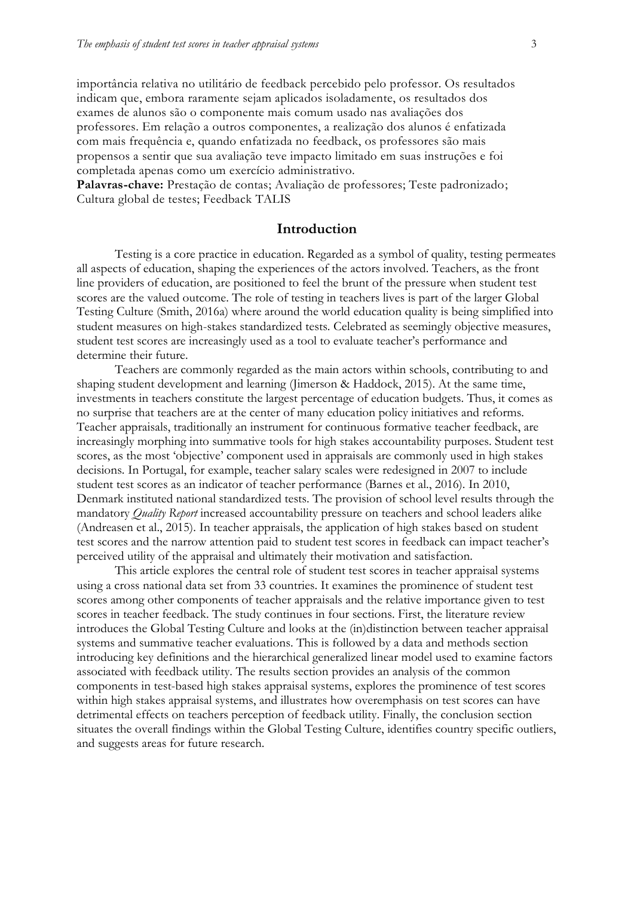importância relativa no utilitário de feedback percebido pelo professor. Os resultados indicam que, embora raramente sejam aplicados isoladamente, os resultados dos exames de alunos são o componente mais comum usado nas avaliações dos professores. Em relação a outros componentes, a realização dos alunos é enfatizada com mais frequência e, quando enfatizada no feedback, os professores são mais propensos a sentir que sua avaliação teve impacto limitado em suas instruções e foi completada apenas como um exercício administrativo.

**Palavras-chave:** Prestação de contas; Avaliação de professores; Teste padronizado; Cultura global de testes; Feedback TALIS

## Introduction

Testing is a core practice in education. Regarded as a symbol of quality, testing permeates all aspects of education, shaping the experiences of the actors involved. Teachers, as the front line providers of education, are positioned to feel the brunt of the pressure when student test scores are the valued outcome. The role of testing in teachers lives is part of the larger Global Testing Culture (Smith, 2016a) where around the world education quality is being simplified into student measures on high-stakes standardized tests. Celebrated as seemingly objective measures, student test scores are increasingly used as a tool to evaluate teacher's performance and determine their future.

Teachers are commonly regarded as the main actors within schools, contributing to and shaping student development and learning (Jimerson & Haddock, 2015). At the same time, investments in teachers constitute the largest percentage of education budgets. Thus, it comes as no surprise that teachers are at the center of many education policy initiatives and reforms. Teacher appraisals, traditionally an instrument for continuous formative teacher feedback, are increasingly morphing into summative tools for high stakes accountability purposes. Student test scores, as the most 'objective' component used in appraisals are commonly used in high stakes decisions. In Portugal, for example, teacher salary scales were redesigned in 2007 to include student test scores as an indicator of teacher performance (Barnes et al., 2016). In 2010, Denmark instituted national standardized tests. The provision of school level results through the mandatory *Quality Report* increased accountability pressure on teachers and school leaders alike (Andreasen et al., 2015). In teacher appraisals, the application of high stakes based on student test scores and the narrow attention paid to student test scores in feedback can impact teacher's perceived utility of the appraisal and ultimately their motivation and satisfaction.

This article explores the central role of student test scores in teacher appraisal systems using a cross national data set from 33 countries. It examines the prominence of student test scores among other components of teacher appraisals and the relative importance given to test scores in teacher feedback. The study continues in four sections. First, the literature review introduces the Global Testing Culture and looks at the (in)distinction between teacher appraisal systems and summative teacher evaluations. This is followed by a data and methods section introducing key definitions and the hierarchical generalized linear model used to examine factors associated with feedback utility. The results section provides an analysis of the common components in test-based high stakes appraisal systems, explores the prominence of test scores within high stakes appraisal systems, and illustrates how overemphasis on test scores can have detrimental effects on teachers perception of feedback utility. Finally, the conclusion section situates the overall findings within the Global Testing Culture, identifies country specific outliers, and suggests areas for future research.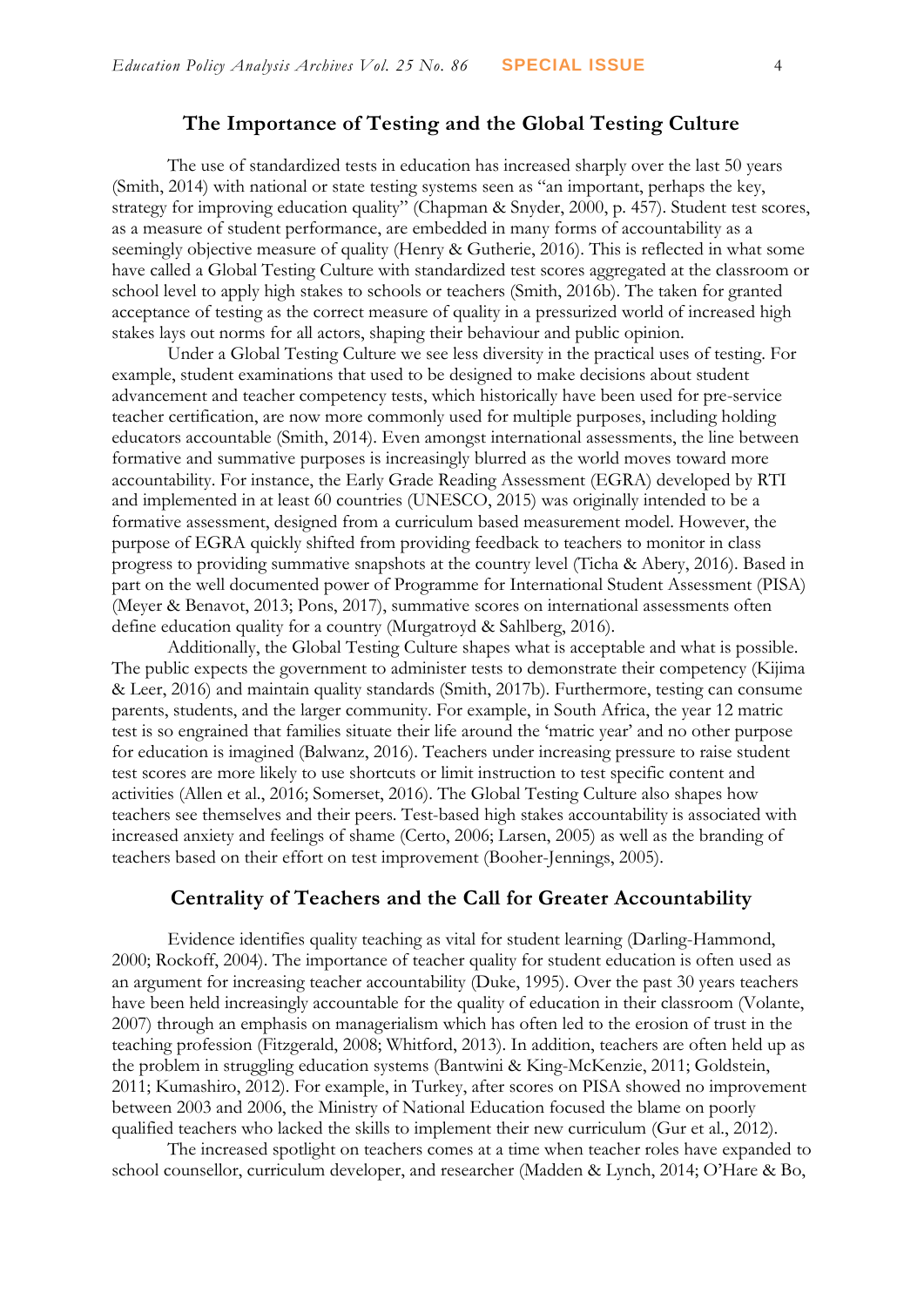## The Importance of Testing and the Global Testing Culture

The use of standardized tests in education has increased sharply over the last 50 years (Smith, 2014) with national or state testing systems seen as "an important, perhaps the key, strategy for improving education quality" (Chapman & Snyder, 2000, p. 457). Student test scores, as a measure of student performance, are embedded in many forms of accountability as a seemingly objective measure of quality (Henry & Gutherie, 2016). This is reflected in what some have called a Global Testing Culture with standardized test scores aggregated at the classroom or school level to apply high stakes to schools or teachers (Smith, 2016b). The taken for granted acceptance of testing as the correct measure of quality in a pressurized world of increased high stakes lays out norms for all actors, shaping their behaviour and public opinion.

Under a Global Testing Culture we see less diversity in the practical uses of testing. For example, student examinations that used to be designed to make decisions about student advancement and teacher competency tests, which historically have been used for pre-service teacher certification, are now more commonly used for multiple purposes, including holding educators accountable (Smith, 2014). Even amongst international assessments, the line between formative and summative purposes is increasingly blurred as the world moves toward more accountability. For instance, the Early Grade Reading Assessment (EGRA) developed by RTI and implemented in at least 60 countries (UNESCO, 2015) was originally intended to be a formative assessment, designed from a curriculum based measurement model. However, the purpose of EGRA quickly shifted from providing feedback to teachers to monitor in class progress to providing summative snapshots at the country level (Ticha & Abery, 2016). Based in part on the well documented power of Programme for International Student Assessment (PISA) (Meyer & Benavot, 2013; Pons, 2017), summative scores on international assessments often define education quality for a country (Murgatroyd & Sahlberg, 2016).

Additionally, the Global Testing Culture shapes what is acceptable and what is possible. The public expects the government to administer tests to demonstrate their competency (Kijima & Leer, 2016) and maintain quality standards (Smith, 2017b). Furthermore, testing can consume parents, students, and the larger community. For example, in South Africa, the year 12 matric test is so engrained that families situate their life around the 'matric year' and no other purpose for education is imagined (Balwanz, 2016). Teachers under increasing pressure to raise student test scores are more likely to use shortcuts or limit instruction to test specific content and activities (Allen et al., 2016; Somerset, 2016). The Global Testing Culture also shapes how teachers see themselves and their peers. Test-based high stakes accountability is associated with increased anxiety and feelings of shame (Certo, 2006; Larsen, 2005) as well as the branding of teachers based on their effort on test improvement (Booher-Jennings, 2005).

## Centrality of Teachers and the Call for Greater Accountability

Evidence identifies quality teaching as vital for student learning (Darling-Hammond, 2000; Rockoff, 2004). The importance of teacher quality for student education is often used as an argument for increasing teacher accountability (Duke, 1995). Over the past 30 years teachers have been held increasingly accountable for the quality of education in their classroom (Volante, 2007) through an emphasis on managerialism which has often led to the erosion of trust in the teaching profession (Fitzgerald, 2008; Whitford, 2013). In addition, teachers are often held up as the problem in struggling education systems (Bantwini & King-McKenzie, 2011; Goldstein, 2011; Kumashiro, 2012). For example, in Turkey, after scores on PISA showed no improvement between 2003 and 2006, the Ministry of National Education focused the blame on poorly qualified teachers who lacked the skills to implement their new curriculum (Gur et al., 2012).

The increased spotlight on teachers comes at a time when teacher roles have expanded to school counsellor, curriculum developer, and researcher (Madden & Lynch, 2014; O'Hare & Bo,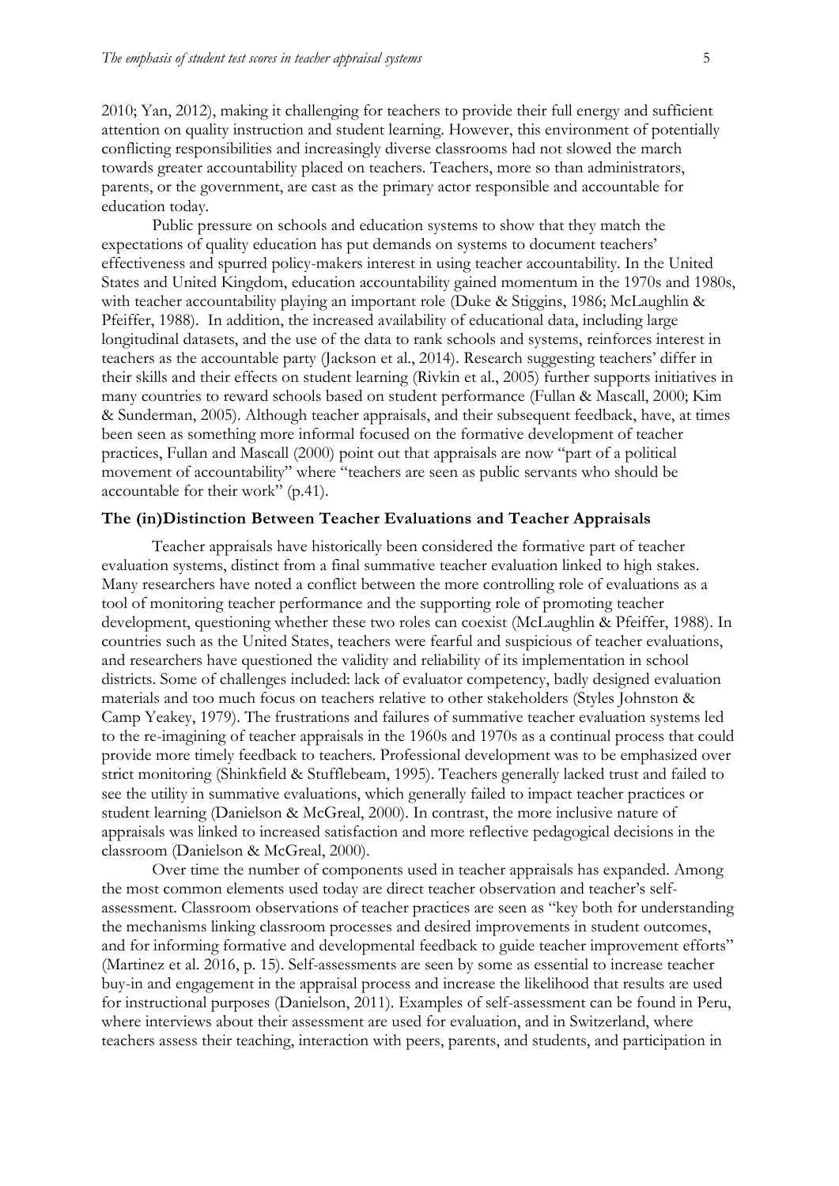2010; Yan, 2012), making it challenging for teachers to provide their full energy and sufficient attention on quality instruction and student learning. However, this environment of potentially conflicting responsibilities and increasingly diverse classrooms had not slowed the march towards greater accountability placed on teachers. Teachers, more so than administrators, parents, or the government, are cast as the primary actor responsible and accountable for education today.

Public pressure on schools and education systems to show that they match the expectations of quality education has put demands on systems to document teachers' effectiveness and spurred policy-makers interest in using teacher accountability. In the United States and United Kingdom, education accountability gained momentum in the 1970s and 1980s, with teacher accountability playing an important role (Duke & Stiggins, 1986; McLaughlin & Pfeiffer, 1988). In addition, the increased availability of educational data, including large longitudinal datasets, and the use of the data to rank schools and systems, reinforces interest in teachers as the accountable party (Jackson et al., 2014). Research suggesting teachers' differ in their skills and their effects on student learning (Rivkin et al., 2005) further supports initiatives in many countries to reward schools based on student performance (Fullan & Mascall, 2000; Kim & Sunderman, 2005). Although teacher appraisals, and their subsequent feedback, have, at times been seen as something more informal focused on the formative development of teacher practices, Fullan and Mascall (2000) point out that appraisals are now "part of a political movement of accountability" where "teachers are seen as public servants who should be accountable for their work" (p.41).

### The (in)Distinction Between Teacher Evaluations and Teacher Appraisals

Teacher appraisals have historically been considered the formative part of teacher evaluation systems, distinct from a final summative teacher evaluation linked to high stakes. Many researchers have noted a conflict between the more controlling role of evaluations as a tool of monitoring teacher performance and the supporting role of promoting teacher development, questioning whether these two roles can coexist (McLaughlin & Pfeiffer, 1988). In countries such as the United States, teachers were fearful and suspicious of teacher evaluations, and researchers have questioned the validity and reliability of its implementation in school districts. Some of challenges included: lack of evaluator competency, badly designed evaluation materials and too much focus on teachers relative to other stakeholders (Styles Johnston & Camp Yeakey, 1979). The frustrations and failures of summative teacher evaluation systems led to the re-imagining of teacher appraisals in the 1960s and 1970s as a continual process that could provide more timely feedback to teachers. Professional development was to be emphasized over strict monitoring (Shinkfield & Stufflebeam, 1995). Teachers generally lacked trust and failed to see the utility in summative evaluations, which generally failed to impact teacher practices or student learning (Danielson & McGreal, 2000). In contrast, the more inclusive nature of appraisals was linked to increased satisfaction and more reflective pedagogical decisions in the classroom (Danielson & McGreal, 2000).

Over time the number of components used in teacher appraisals has expanded. Among the most common elements used today are direct teacher observation and teacher's self-assessment. Classroom observations of teacher practices are seen as "key both for understanding the mechanisms linking classroom processes and desired improvements in student outcomes, and for informing formative and developmental feedback to guide teacher improvement efforts" (Martinez et al. 2016, p. 15). Self-assessments are seen by some as essential to increase teacher buy-in and engagement in the appraisal process and increase the likelihood that results are used for instructional purposes (Danielson, 2011). Examples of self-assessment can be found in Peru, where interviews about their assessment are used for evaluation, and in Switzerland, where teachers assess their teaching, interaction with peers, parents, and students, and participation in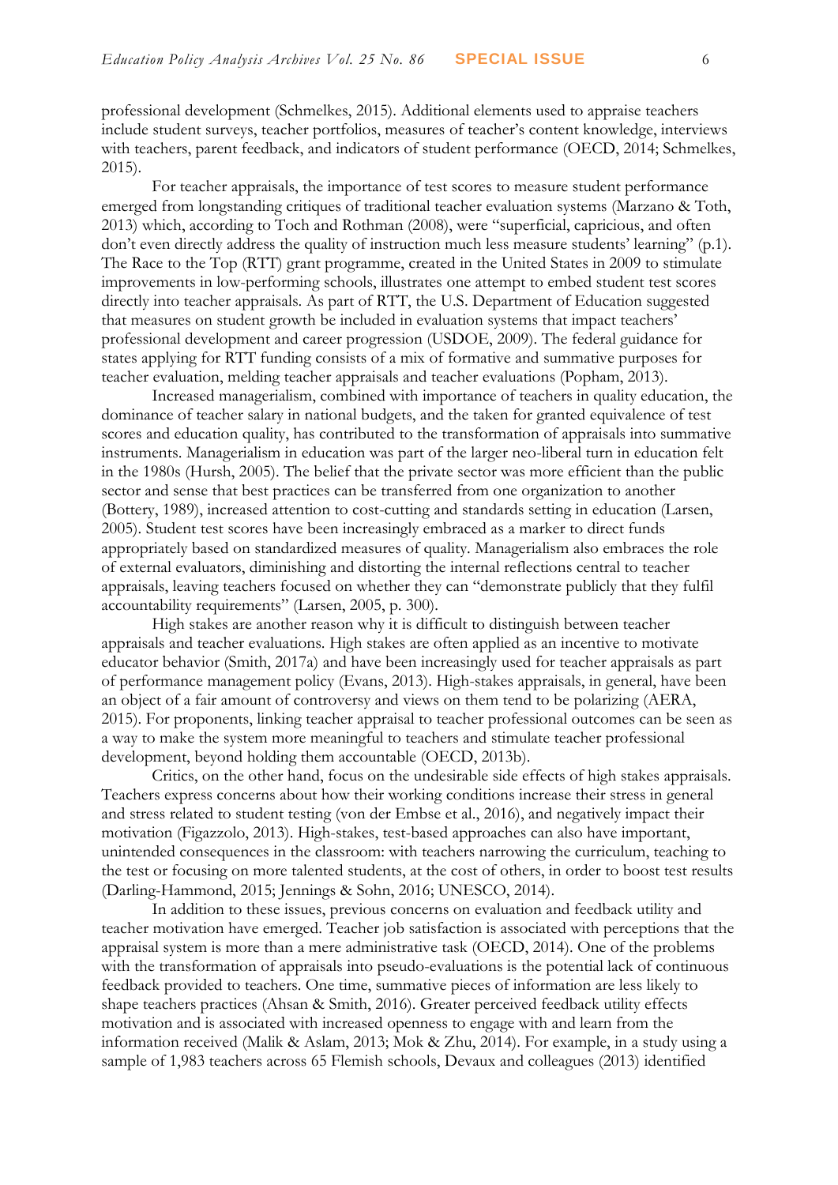professional development (Schmelkes, 2015). Additional elements used to appraise teachers include student surveys, teacher portfolios, measures of teacher's content knowledge, interviews with teachers, parent feedback, and indicators of student performance (OECD, 2014; Schmelkes, 2015).

For teacher appraisals, the importance of test scores to measure student performance emerged from longstanding critiques of traditional teacher evaluation systems (Marzano & Toth, 2013) which, according to Toch and Rothman (2008), were "superficial, capricious, and often don't even directly address the quality of instruction much less measure students' learning" (p.1). The Race to the Top (RTT) grant programme, created in the United States in 2009 to stimulate improvements in low-performing schools, illustrates one attempt to embed student test scores directly into teacher appraisals. As part of RTT, the U.S. Department of Education suggested that measures on student growth be included in evaluation systems that impact teachers' professional development and career progression (USDOE, 2009). The federal guidance for states applying for RTT funding consists of a mix of formative and summative purposes for teacher evaluation, melding teacher appraisals and teacher evaluations (Popham, 2013).

Increased managerialism, combined with importance of teachers in quality education, the dominance of teacher salary in national budgets, and the taken for granted equivalence of test scores and education quality, has contributed to the transformation of appraisals into summative instruments. Managerialism in education was part of the larger neo-liberal turn in education felt in the 1980s (Hursh, 2005). The belief that the private sector was more efficient than the public sector and sense that best practices can be transferred from one organization to another (Bottery, 1989), increased attention to cost-cutting and standards setting in education (Larsen, 2005). Student test scores have been increasingly embraced as a marker to direct funds appropriately based on standardized measures of quality. Managerialism also embraces the role of external evaluators, diminishing and distorting the internal reflections central to teacher appraisals, leaving teachers focused on whether they can "demonstrate publicly that they fulfil accountability requirements" (Larsen, 2005, p. 300).

High stakes are another reason why it is difficult to distinguish between teacher appraisals and teacher evaluations. High stakes are often applied as an incentive to motivate educator behavior (Smith, 2017a) and have been increasingly used for teacher appraisals as part of performance management policy (Evans, 2013). High-stakes appraisals, in general, have been an object of a fair amount of controversy and views on them tend to be polarizing (AERA, 2015). For proponents, linking teacher appraisal to teacher professional outcomes can be seen as a way to make the system more meaningful to teachers and stimulate teacher professional development, beyond holding them accountable (OECD, 2013b).

Critics, on the other hand, focus on the undesirable side effects of high stakes appraisals. Teachers express concerns about how their working conditions increase their stress in general and stress related to student testing (von der Embse et al., 2016), and negatively impact their motivation (Figazzolo, 2013). High-stakes, test-based approaches can also have important, unintended consequences in the classroom: with teachers narrowing the curriculum, teaching to the test or focusing on more talented students, at the cost of others, in order to boost test results (Darling-Hammond, 2015; Jennings & Sohn, 2016; UNESCO, 2014).

In addition to these issues, previous concerns on evaluation and feedback utility and teacher motivation have emerged. Teacher job satisfaction is associated with perceptions that the appraisal system is more than a mere administrative task (OECD, 2014). One of the problems with the transformation of appraisals into pseudo-evaluations is the potential lack of continuous feedback provided to teachers. One time, summative pieces of information are less likely to shape teachers practices (Ahsan & Smith, 2016). Greater perceived feedback utility effects motivation and is associated with increased openness to engage with and learn from the information received (Malik & Aslam, 2013; Mok & Zhu, 2014). For example, in a study using a sample of 1,983 teachers across 65 Flemish schools, Devaux and colleagues (2013) identified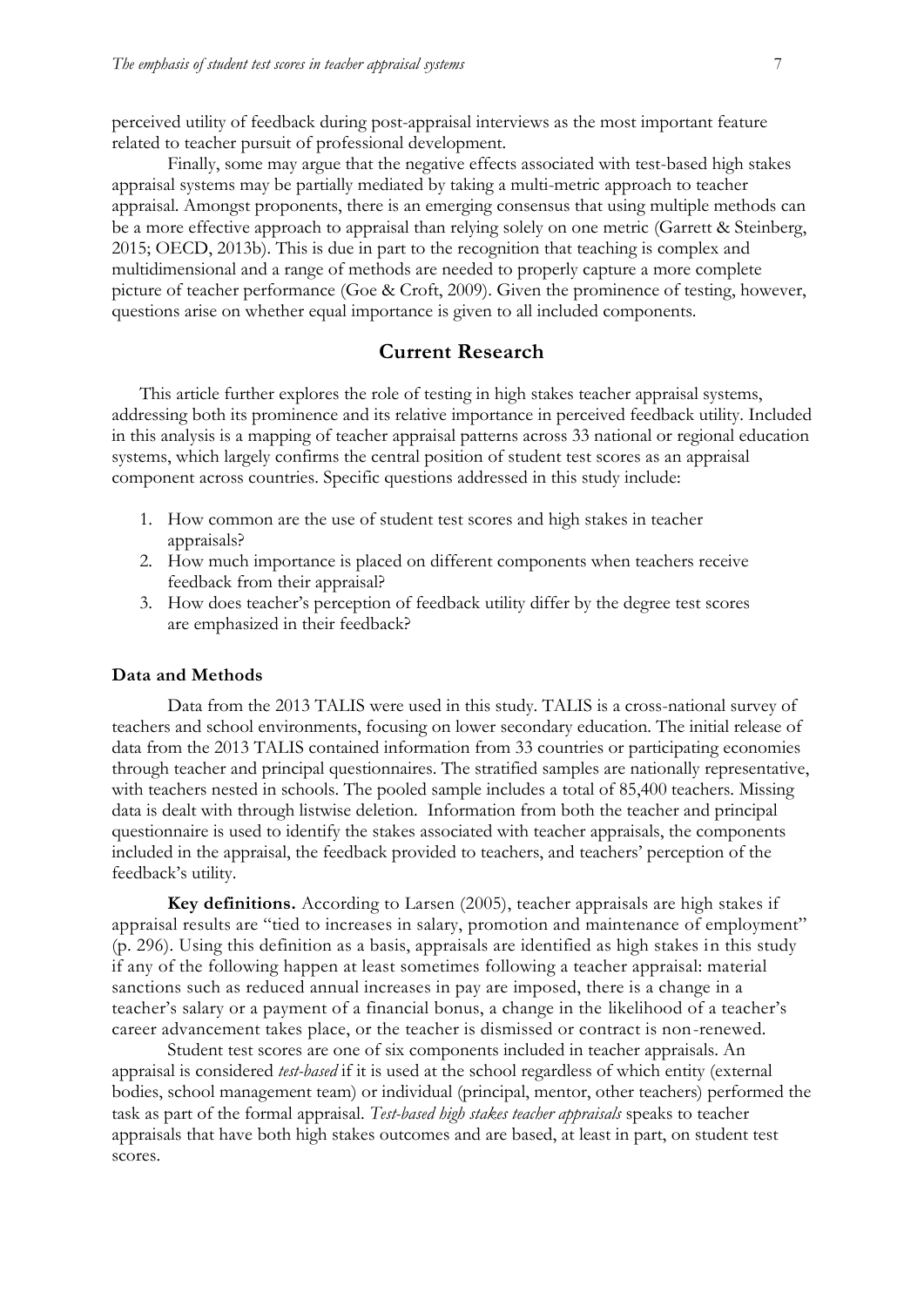perceived utility of feedback during post-appraisal interviews as the most important feature related to teacher pursuit of professional development.

Finally, some may argue that the negative effects associated with test-based high stakes appraisal systems may be partially mediated by taking a multi-metric approach to teacher appraisal. Amongst proponents, there is an emerging consensus that using multiple methods can be a more effective approach to appraisal than relying solely on one metric (Garrett & Steinberg, 2015; OECD, 2013b). This is due in part to the recognition that teaching is complex and multidimensional and a range of methods are needed to properly capture a more complete picture of teacher performance (Goe & Croft, 2009). Given the prominence of testing, however, questions arise on whether equal importance is given to all included components.

## Current Research

This article further explores the role of testing in high stakes teacher appraisal systems, addressing both its prominence and its relative importance in perceived feedback utility. Included in this analysis is a mapping of teacher appraisal patterns across 33 national or regional education systems, which largely confirms the central position of student test scores as an appraisal component across countries. Specific questions addressed in this study include:

1. How common are the use of student test scores and high stakes in teacher appraisals?
2. How much importance is placed on different components when teachers receive feedback from their appraisal?
3. How does teacher's perception of feedback utility differ by the degree test scores are emphasized in their feedback?

### Data and Methods

Data from the 2013 TALIS were used in this study. TALIS is a cross-national survey of teachers and school environments, focusing on lower secondary education. The initial release of data from the 2013 TALIS contained information from 33 countries or participating economies through teacher and principal questionnaires. The stratified samples are nationally representative, with teachers nested in schools. The pooled sample includes a total of 85,400 teachers. Missing data is dealt with through listwise deletion. Information from both the teacher and principal questionnaire is used to identify the stakes associated with teacher appraisals, the components included in the appraisal, the feedback provided to teachers, and teachers' perception of the feedback's utility.

**Key definitions.** According to Larsen (2005), teacher appraisals are high stakes if appraisal results are "tied to increases in salary, promotion and maintenance of employment" (p. 296). Using this definition as a basis, appraisals are identified as high stakes in this study if any of the following happen at least sometimes following a teacher appraisal: material sanctions such as reduced annual increases in pay are imposed, there is a change in a teacher's salary or a payment of a financial bonus, a change in the likelihood of a teacher's career advancement takes place, or the teacher is dismissed or contract is non-renewed.

Student test scores are one of six components included in teacher appraisals. An appraisal is considered *test-based* if it is used at the school regardless of which entity (external bodies, school management team) or individual (principal, mentor, other teachers) performed the task as part of the formal appraisal. *Test-based high stakes teacher appraisals* speaks to teacher appraisals that have both high stakes outcomes and are based, at least in part, on student test scores.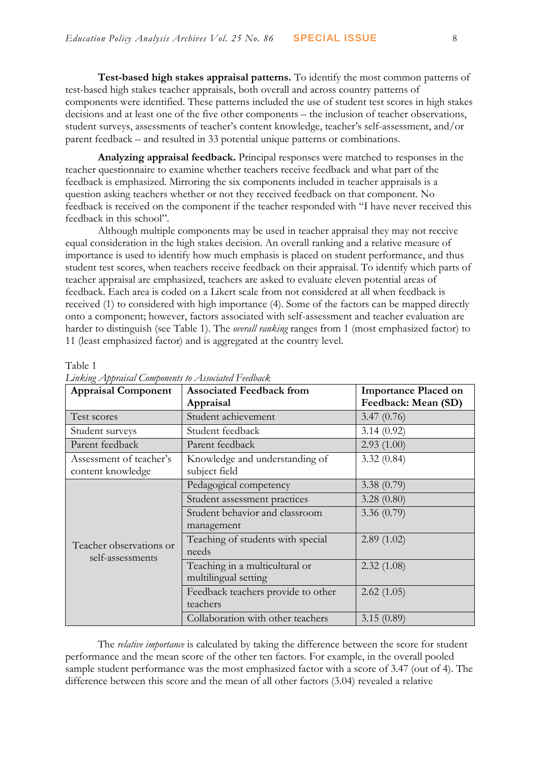**Test-based high stakes appraisal patterns.** To identify the most common patterns of test-based high stakes teacher appraisals, both overall and across country patterns of components were identified. These patterns included the use of student test scores in high stakes decisions and at least one of the five other components – the inclusion of teacher observations, student surveys, assessments of teacher's content knowledge, teacher's self-assessment, and/or parent feedback – and resulted in 33 potential unique patterns or combinations.

**Analyzing appraisal feedback.** Principal responses were matched to responses in the teacher questionnaire to examine whether teachers receive feedback and what part of the feedback is emphasized. Mirroring the six components included in teacher appraisals is a question asking teachers whether or not they received feedback on that component. No feedback is received on the component if the teacher responded with "I have never received this feedback in this school".

Although multiple components may be used in teacher appraisal they may not receive equal consideration in the high stakes decision. An overall ranking and a relative measure of importance is used to identify how much emphasis is placed on student performance, and thus student test scores, when teachers receive feedback on their appraisal. To identify which parts of teacher appraisal are emphasized, teachers are asked to evaluate eleven potential areas of feedback. Each area is coded on a Likert scale from not considered at all when feedback is received (1) to considered with high importance (4). Some of the factors can be mapped directly onto a component; however, factors associated with self-assessment and teacher evaluation are harder to distinguish (see Table 1). The *overall ranking* ranges from 1 (most emphasized factor) to 11 (least emphasized factor) and is aggregated at the country level.

Table 1
*Linking Appraisal Components to Associated Feedback*

| Appraisal Component | Associated Feedback from Appraisal | Importance Placed on Feedback: Mean (SD) |
|---|---|---|
| Test scores | Student achievement | 3.47 (0.76) |
| Student surveys | Student feedback | 3.14 (0.92) |
| Parent feedback | Parent feedback | 2.93 (1.00) |
| Assessment of teacher's content knowledge | Knowledge and understanding of subject field | 3.32 (0.84) |
| Teacher observations or self-assessments | Pedagogical competency | 3.38 (0.79) |
| | Student assessment practices | 3.28 (0.80) |
| | Student behavior and classroom management | 3.36 (0.79) |
| | Teaching of students with special needs | 2.89 (1.02) |
| | Teaching in a multicultural or multilingual setting | 2.32 (1.08) |
| | Feedback teachers provide to other teachers | 2.62 (1.05) |
| | Collaboration with other teachers | 3.15 (0.89) |

The *relative importance* is calculated by taking the difference between the score for student performance and the mean score of the other ten factors. For example, in the overall pooled sample student performance was the most emphasized factor with a score of 3.47 (out of 4). The difference between this score and the mean of all other factors (3.04) revealed a relative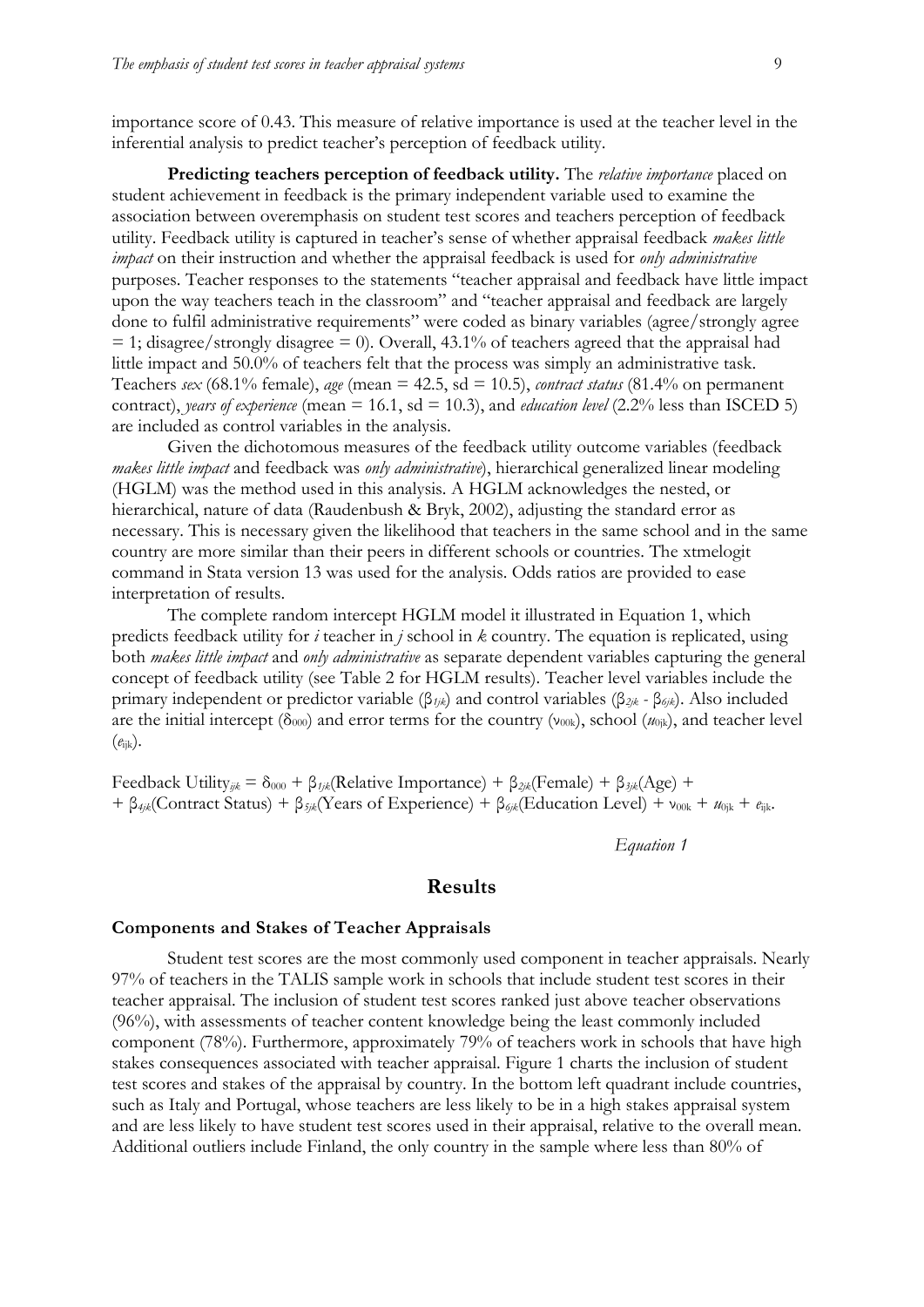importance score of 0.43. This measure of relative importance is used at the teacher level in the inferential analysis to predict teacher's perception of feedback utility.

**Predicting teachers perception of feedback utility.** The *relative importance* placed on student achievement in feedback is the primary independent variable used to examine the association between overemphasis on student test scores and teachers perception of feedback utility. Feedback utility is captured in teacher's sense of whether appraisal feedback *makes little impact* on their instruction and whether the appraisal feedback is used for *only administrative* purposes. Teacher responses to the statements "teacher appraisal and feedback have little impact upon the way teachers teach in the classroom" and "teacher appraisal and feedback are largely done to fulfil administrative requirements" were coded as binary variables (agree/strongly agree = 1; disagree/strongly disagree = 0). Overall, 43.1% of teachers agreed that the appraisal had little impact and 50.0% of teachers felt that the process was simply an administrative task. Teachers *sex* (68.1% female), *age* (mean = 42.5, sd = 10.5), *contract status* (81.4% on permanent contract), *years of experience* (mean = 16.1, sd = 10.3), and *education level* (2.2% less than ISCED 5) are included as control variables in the analysis.

Given the dichotomous measures of the feedback utility outcome variables (feedback *makes little impact* and feedback was *only administrative*), hierarchical generalized linear modeling (HGLM) was the method used in this analysis. A HGLM acknowledges the nested, or hierarchical, nature of data (Raudenbush & Bryk, 2002), adjusting the standard error as necessary. This is necessary given the likelihood that teachers in the same school and in the same country are more similar than their peers in different schools or countries. The xtmelogit command in Stata version 13 was used for the analysis. Odds ratios are provided to ease interpretation of results.

The complete random intercept HGLM model it illustrated in Equation 1, which predicts feedback utility for *i* teacher in *j* school in *k* country. The equation is replicated, using both *makes little impact* and *only administrative* as separate dependent variables capturing the general concept of feedback utility (see Table 2 for HGLM results). Teacher level variables include the primary independent or predictor variable ($\beta_{1jk}$) and control variables ($\beta_{2jk}$ - $\beta_{6jk}$). Also included are the initial intercept ($\delta_{000}$) and error terms for the country ($\nu_{00k}$), school ($u_{0jk}$), and teacher level ($e_{ijk}$).

$$\text{Feedback Utility}_{ijk} = \delta_{000} + \beta_{1jk}(\text{Relative Importance}) + \beta_{2jk}(\text{Female}) + \beta_{3jk}(\text{Age}) + \\ + \beta_{4jk}(\text{Contract Status}) + \beta_{5jk}(\text{Years of Experience}) + \beta_{6jk}(\text{Education Level}) + \nu_{00k} + u_{0jk} + e_{ijk}.$$

*Equation 1*

## Results

### Components and Stakes of Teacher Appraisals

Student test scores are the most commonly used component in teacher appraisals. Nearly 97% of teachers in the TALIS sample work in schools that include student test scores in their teacher appraisal. The inclusion of student test scores ranked just above teacher observations (96%), with assessments of teacher content knowledge being the least commonly included component (78%). Furthermore, approximately 79% of teachers work in schools that have high stakes consequences associated with teacher appraisal. Figure 1 charts the inclusion of student test scores and stakes of the appraisal by country. In the bottom left quadrant include countries, such as Italy and Portugal, whose teachers are less likely to be in a high stakes appraisal system and are less likely to have student test scores used in their appraisal, relative to the overall mean. Additional outliers include Finland, the only country in the sample where less than 80% of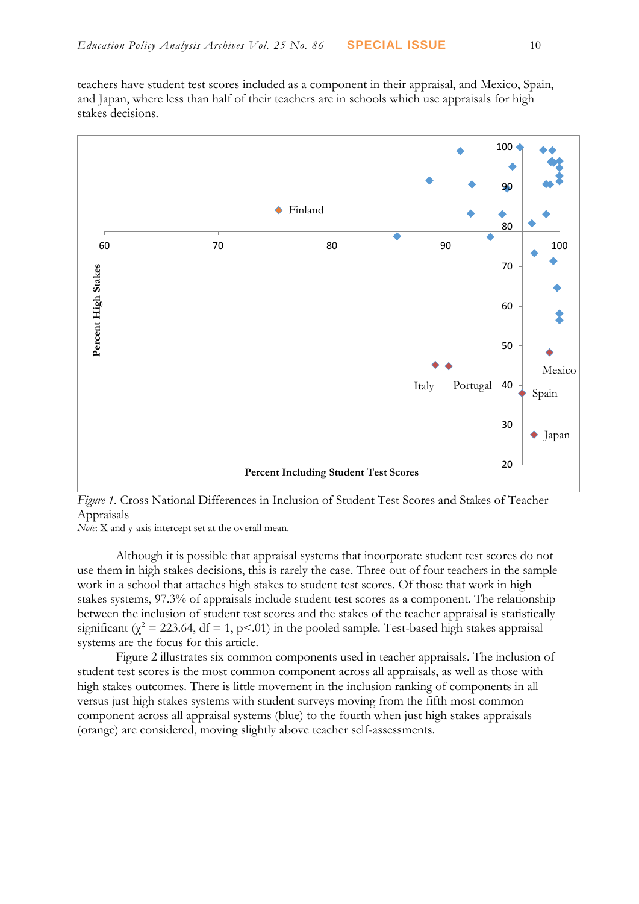teachers have student test scores included as a component in their appraisal, and Mexico, Spain, and Japan, where less than half of their teachers are in schools which use appraisals for high stakes decisions.

*Figure 1.* Cross National Differences in Inclusion of Student Test Scores and Stakes of Teacher Appraisals
*Note*: X and y-axis intercept set at the overall mean.

Although it is possible that appraisal systems that incorporate student test scores do not use them in high stakes decisions, this is rarely the case. Three out of four teachers in the sample work in a school that attaches high stakes to student test scores. Of those that work in high stakes systems, 97.3% of appraisals include student test scores as a component. The relationship between the inclusion of student test scores and the stakes of the teacher appraisal is statistically significant ($\chi^2 = 223.64$, df = 1, $p<.01$) in the pooled sample. Test-based high stakes appraisal systems are the focus for this article.

Figure 2 illustrates six common components used in teacher appraisals. The inclusion of student test scores is the most common component across all appraisals, as well as those with high stakes outcomes. There is little movement in the inclusion ranking of components in all versus just high stakes systems with student surveys moving from the fifth most common component across all appraisal systems (blue) to the fourth when just high stakes appraisals (orange) are considered, moving slightly above teacher self-assessments.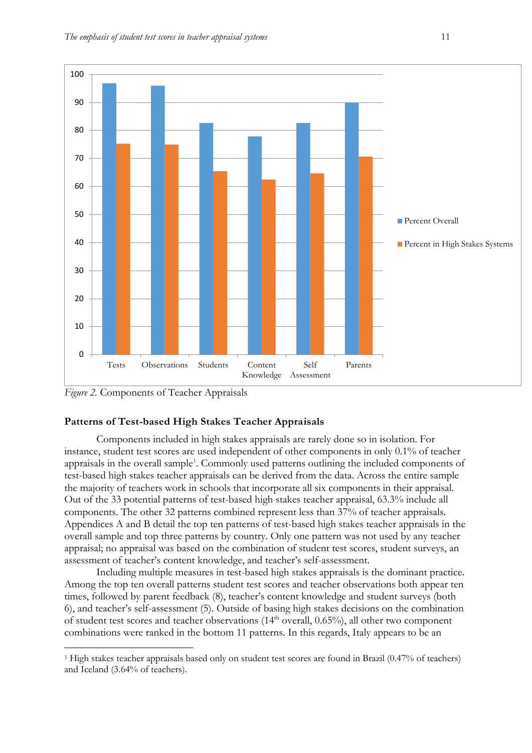*Figure 2.* Components of Teacher Appraisals

**Patterns of Test-based High Stakes Teacher Appraisals**

Components included in high stakes appraisals are rarely done so in isolation. For instance, student test scores are used independent of other components in only 0.1% of teacher appraisals in the overall sample[1]. Commonly used patterns outlining the included components of test-based high stakes teacher appraisals can be derived from the data. Across the entire sample the majority of teachers work in schools that incorporate all six components in their appraisal. Out of the 33 potential patterns of test-based high stakes teacher appraisal, 63.3% include all components. The other 32 patterns combined represent less than 37% of teacher appraisals. Appendices A and B detail the top ten patterns of test-based high stakes teacher appraisals in the overall sample and top three patterns by country. Only one pattern was not used by any teacher appraisal; no appraisal was based on the combination of student test scores, student surveys, an assessment of teacher's content knowledge, and teacher's self-assessment.

Including multiple measures in test-based high stakes appraisals is the dominant practice. Among the top ten overall patterns student test scores and teacher observations both appear ten times, followed by parent feedback (8), teacher's content knowledge and student surveys (both 6), and teacher's self-assessment (5). Outside of basing high stakes decisions on the combination of student test scores and teacher observations (14th overall, 0.65%), all other two component combinations were ranked in the bottom 11 patterns. In this regards, Italy appears to be an

[1] High stakes teacher appraisals based only on student test scores are found in Brazil (0.47% of teachers) and Iceland (3.64% of teachers).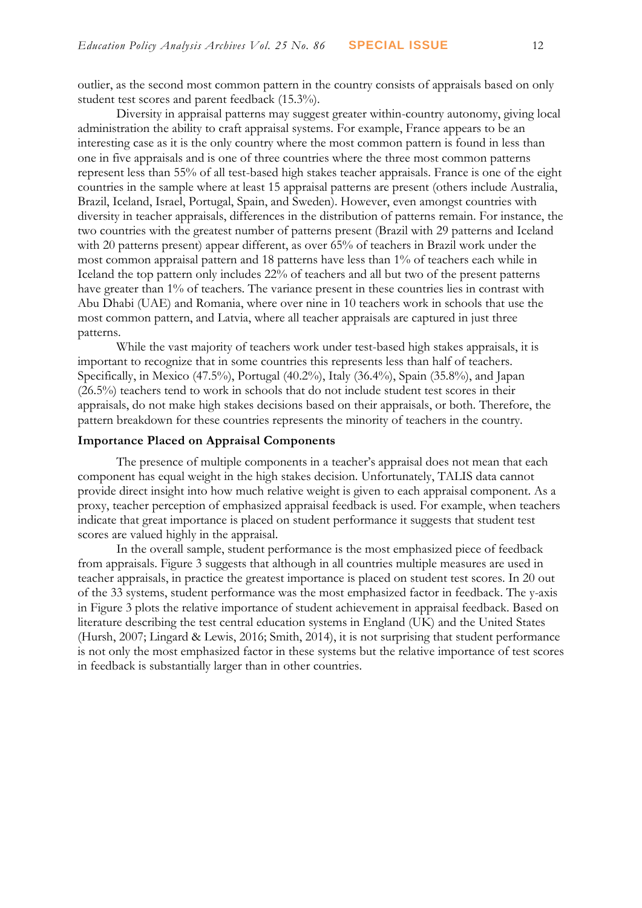outlier, as the second most common pattern in the country consists of appraisals based on only student test scores and parent feedback (15.3%).

Diversity in appraisal patterns may suggest greater within-country autonomy, giving local administration the ability to craft appraisal systems. For example, France appears to be an interesting case as it is the only country where the most common pattern is found in less than one in five appraisals and is one of three countries where the three most common patterns represent less than 55% of all test-based high stakes teacher appraisals. France is one of the eight countries in the sample where at least 15 appraisal patterns are present (others include Australia, Brazil, Iceland, Israel, Portugal, Spain, and Sweden). However, even amongst countries with diversity in teacher appraisals, differences in the distribution of patterns remain. For instance, the two countries with the greatest number of patterns present (Brazil with 29 patterns and Iceland with 20 patterns present) appear different, as over 65% of teachers in Brazil work under the most common appraisal pattern and 18 patterns have less than 1% of teachers each while in Iceland the top pattern only includes 22% of teachers and all but two of the present patterns have greater than 1% of teachers. The variance present in these countries lies in contrast with Abu Dhabi (UAE) and Romania, where over nine in 10 teachers work in schools that use the most common pattern, and Latvia, where all teacher appraisals are captured in just three patterns.

While the vast majority of teachers work under test-based high stakes appraisals, it is important to recognize that in some countries this represents less than half of teachers. Specifically, in Mexico (47.5%), Portugal (40.2%), Italy (36.4%), Spain (35.8%), and Japan (26.5%) teachers tend to work in schools that do not include student test scores in their appraisals, do not make high stakes decisions based on their appraisals, or both. Therefore, the pattern breakdown for these countries represents the minority of teachers in the country.

**Importance Placed on Appraisal Components**

The presence of multiple components in a teacher's appraisal does not mean that each component has equal weight in the high stakes decision. Unfortunately, TALIS data cannot provide direct insight into how much relative weight is given to each appraisal component. As a proxy, teacher perception of emphasized appraisal feedback is used. For example, when teachers indicate that great importance is placed on student performance it suggests that student test scores are valued highly in the appraisal.

In the overall sample, student performance is the most emphasized piece of feedback from appraisals. Figure 3 suggests that although in all countries multiple measures are used in teacher appraisals, in practice the greatest importance is placed on student test scores. In 20 out of the 33 systems, student performance was the most emphasized factor in feedback. The y-axis in Figure 3 plots the relative importance of student achievement in appraisal feedback. Based on literature describing the test central education systems in England (UK) and the United States (Hursh, 2007; Lingard & Lewis, 2016; Smith, 2014), it is not surprising that student performance is not only the most emphasized factor in these systems but the relative importance of test scores in feedback is substantially larger than in other countries.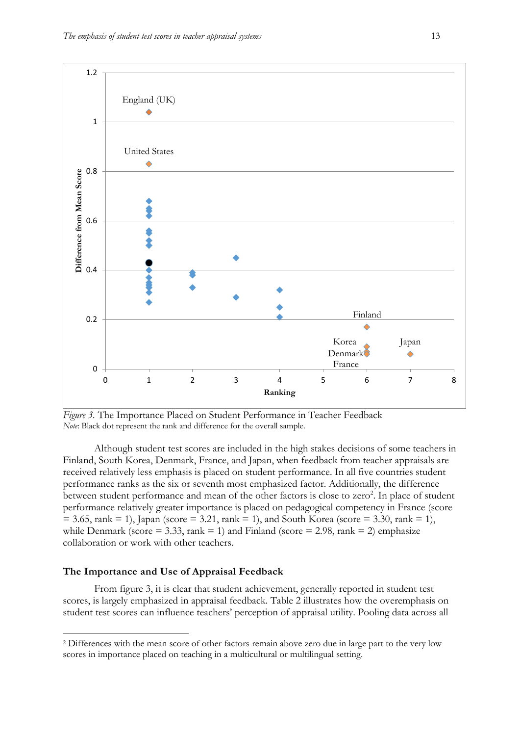*Figure 3.* The Importance Placed on Student Performance in Teacher Feedback
*Note*: Black dot represent the rank and difference for the overall sample.

Although student test scores are included in the high stakes decisions of some teachers in Finland, South Korea, Denmark, France, and Japan, when feedback from teacher appraisals are received relatively less emphasis is placed on student performance. In all five countries student performance ranks as the six or seventh most emphasized factor. Additionally, the difference between student performance and mean of the other factors is close to zero[2]. In place of student performance relatively greater importance is placed on pedagogical competency in France (score = 3.65, rank = 1), Japan (score = 3.21, rank = 1), and South Korea (score = 3.30, rank = 1), while Denmark (score = 3.33, rank = 1) and Finland (score = 2.98, rank = 2) emphasize collaboration or work with other teachers.

## The Importance and Use of Appraisal Feedback

From figure 3, it is clear that student achievement, generally reported in student test scores, is largely emphasized in appraisal feedback. Table 2 illustrates how the overemphasis on student test scores can influence teachers' perception of appraisal utility. Pooling data across all

[2] Differences with the mean score of other factors remain above zero due in large part to the very low scores in importance placed on teaching in a multicultural or multilingual setting.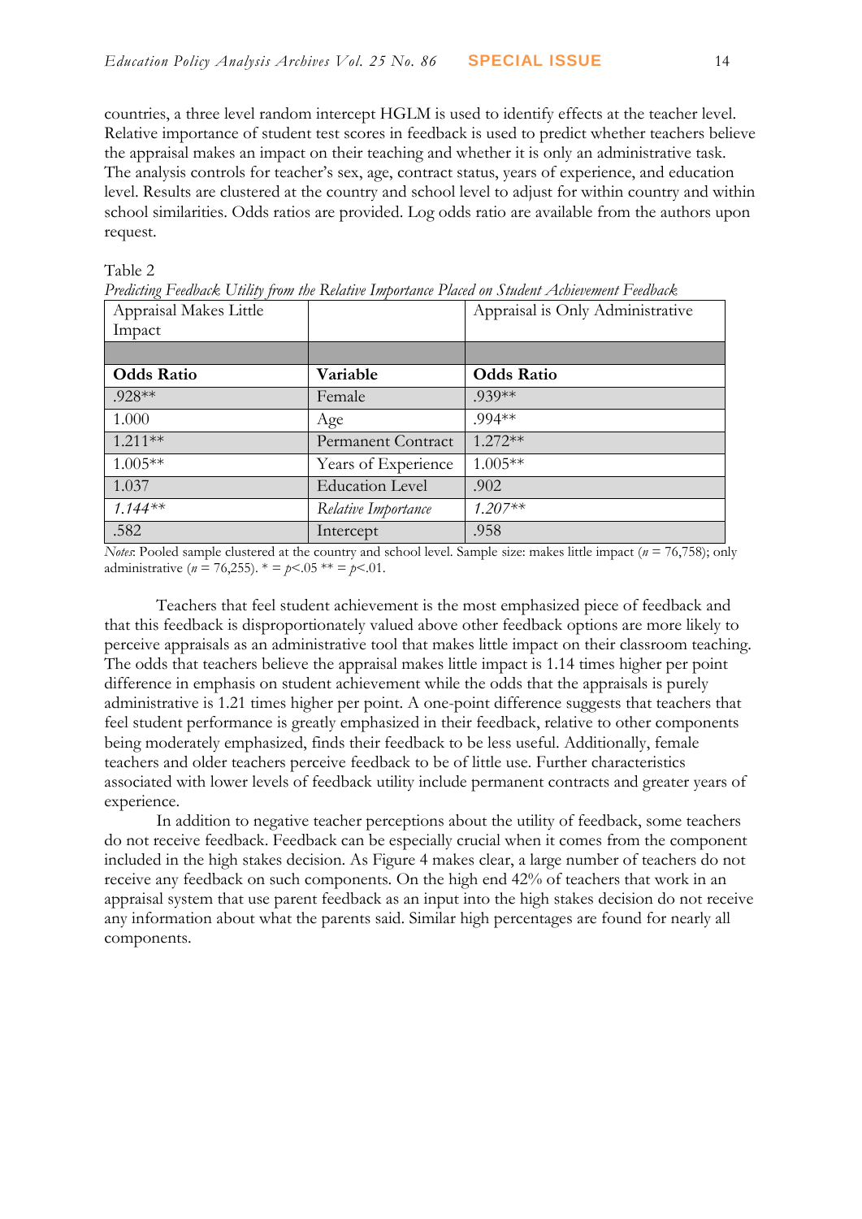countries, a three level random intercept HGLM is used to identify effects at the teacher level. Relative importance of student test scores in feedback is used to predict whether teachers believe the appraisal makes an impact on their teaching and whether it is only an administrative task. The analysis controls for teacher's sex, age, contract status, years of experience, and education level. Results are clustered at the country and school level to adjust for within country and within school similarities. Odds ratios are provided. Log odds ratio are available from the authors upon request.

Table 2
*Predicting Feedback Utility from the Relative Importance Placed on Student Achievement Feedback*

| Appraisal Makes Little Impact | | Appraisal is Only Administrative |
|---|---|---|
| | | |
| **Odds Ratio** | **Variable** | **Odds Ratio** |
| .928** | Female | .939** |
| 1.000 | Age | .994** |
| 1.211** | Permanent Contract | 1.272** |
| 1.005** | Years of Experience | 1.005** |
| 1.037 | Education Level | .902 |
| *1.144*** | *Relative Importance* | *1.207*** |
| .582 | Intercept | .958 |

*Notes*: Pooled sample clustered at the country and school level. Sample size: makes little impact ($n$ = 76,758); only administrative ($n$ = 76,255). * = $p$<.05 ** = $p$<.01.

Teachers that feel student achievement is the most emphasized piece of feedback and that this feedback is disproportionately valued above other feedback options are more likely to perceive appraisals as an administrative tool that makes little impact on their classroom teaching. The odds that teachers believe the appraisal makes little impact is 1.14 times higher per point difference in emphasis on student achievement while the odds that the appraisals is purely administrative is 1.21 times higher per point. A one-point difference suggests that teachers that feel student performance is greatly emphasized in their feedback, relative to other components being moderately emphasized, finds their feedback to be less useful. Additionally, female teachers and older teachers perceive feedback to be of little use. Further characteristics associated with lower levels of feedback utility include permanent contracts and greater years of experience.

In addition to negative teacher perceptions about the utility of feedback, some teachers do not receive feedback. Feedback can be especially crucial when it comes from the component included in the high stakes decision. As Figure 4 makes clear, a large number of teachers do not receive any feedback on such components. On the high end 42% of teachers that work in an appraisal system that use parent feedback as an input into the high stakes decision do not receive any information about what the parents said. Similar high percentages are found for nearly all components.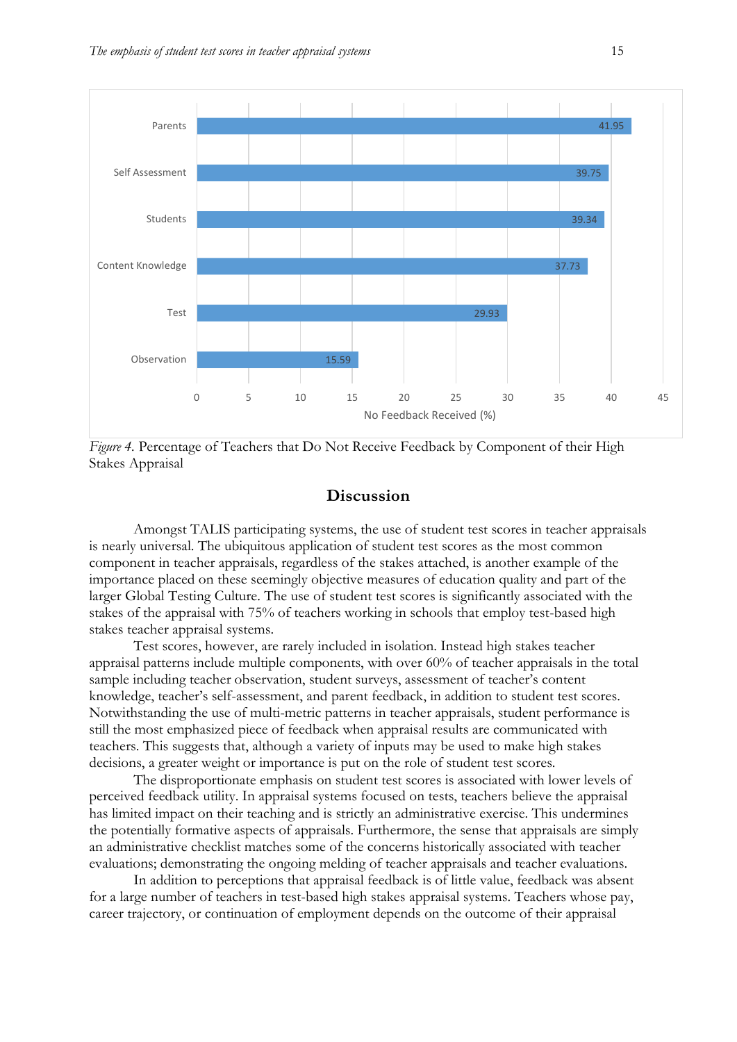| Component | No Feedback Received (%) |
|---|---|
| Parents | 41.95 |
| Self Assessment | 39.75 |
| Students | 39.34 |
| Content Knowledge | 37.73 |
| Test | 29.93 |
| Observation | 15.59 |

*Figure 4.* Percentage of Teachers that Do Not Receive Feedback by Component of their High Stakes Appraisal

## Discussion

Amongst TALIS participating systems, the use of student test scores in teacher appraisals is nearly universal. The ubiquitous application of student test scores as the most common component in teacher appraisals, regardless of the stakes attached, is another example of the importance placed on these seemingly objective measures of education quality and part of the larger Global Testing Culture. The use of student test scores is significantly associated with the stakes of the appraisal with 75% of teachers working in schools that employ test-based high stakes teacher appraisal systems.

Test scores, however, are rarely included in isolation. Instead high stakes teacher appraisal patterns include multiple components, with over 60% of teacher appraisals in the total sample including teacher observation, student surveys, assessment of teacher's content knowledge, teacher's self-assessment, and parent feedback, in addition to student test scores. Notwithstanding the use of multi-metric patterns in teacher appraisals, student performance is still the most emphasized piece of feedback when appraisal results are communicated with teachers. This suggests that, although a variety of inputs may be used to make high stakes decisions, a greater weight or importance is put on the role of student test scores.

The disproportionate emphasis on student test scores is associated with lower levels of perceived feedback utility. In appraisal systems focused on tests, teachers believe the appraisal has limited impact on their teaching and is strictly an administrative exercise. This undermines the potentially formative aspects of appraisals. Furthermore, the sense that appraisals are simply an administrative checklist matches some of the concerns historically associated with teacher evaluations; demonstrating the ongoing melding of teacher appraisals and teacher evaluations.

In addition to perceptions that appraisal feedback is of little value, feedback was absent for a large number of teachers in test-based high stakes appraisal systems. Teachers whose pay, career trajectory, or continuation of employment depends on the outcome of their appraisal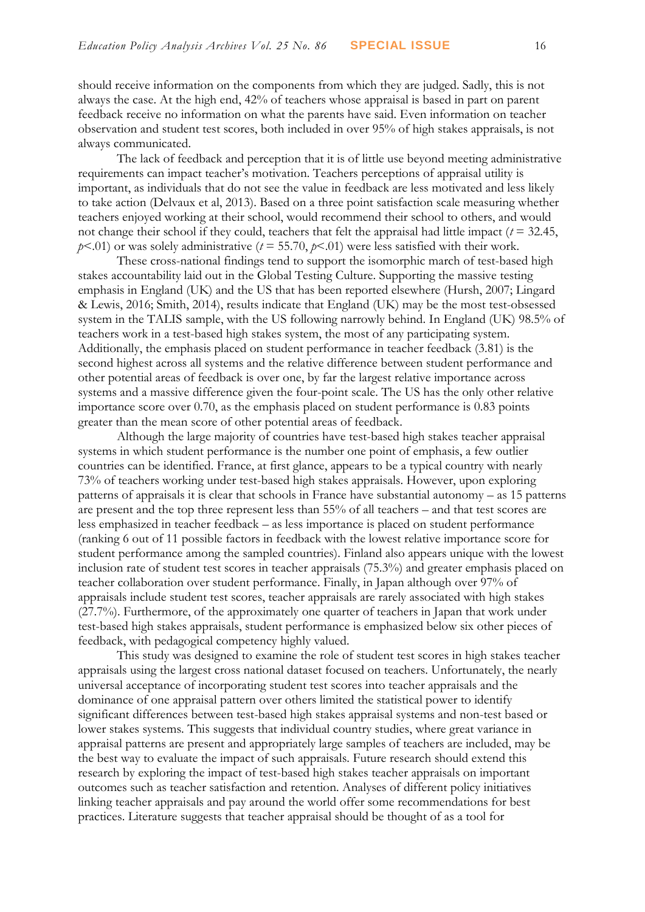should receive information on the components from which they are judged. Sadly, this is not always the case. At the high end, 42% of teachers whose appraisal is based in part on parent feedback receive no information on what the parents have said. Even information on teacher observation and student test scores, both included in over 95% of high stakes appraisals, is not always communicated.

The lack of feedback and perception that it is of little use beyond meeting administrative requirements can impact teacher's motivation. Teachers perceptions of appraisal utility is important, as individuals that do not see the value in feedback are less motivated and less likely to take action (Delvaux et al, 2013). Based on a three point satisfaction scale measuring whether teachers enjoyed working at their school, would recommend their school to others, and would not change their school if they could, teachers that felt the appraisal had little impact ($t = 32.45$, $p<.01$) or was solely administrative ($t = 55.70$, $p<.01$) were less satisfied with their work.

These cross-national findings tend to support the isomorphic march of test-based high stakes accountability laid out in the Global Testing Culture. Supporting the massive testing emphasis in England (UK) and the US that has been reported elsewhere (Hursh, 2007; Lingard & Lewis, 2016; Smith, 2014), results indicate that England (UK) may be the most test-obsessed system in the TALIS sample, with the US following narrowly behind. In England (UK) 98.5% of teachers work in a test-based high stakes system, the most of any participating system. Additionally, the emphasis placed on student performance in teacher feedback (3.81) is the second highest across all systems and the relative difference between student performance and other potential areas of feedback is over one, by far the largest relative importance across systems and a massive difference given the four-point scale. The US has the only other relative importance score over 0.70, as the emphasis placed on student performance is 0.83 points greater than the mean score of other potential areas of feedback.

Although the large majority of countries have test-based high stakes teacher appraisal systems in which student performance is the number one point of emphasis, a few outlier countries can be identified. France, at first glance, appears to be a typical country with nearly 73% of teachers working under test-based high stakes appraisals. However, upon exploring patterns of appraisals it is clear that schools in France have substantial autonomy – as 15 patterns are present and the top three represent less than 55% of all teachers – and that test scores are less emphasized in teacher feedback – as less importance is placed on student performance (ranking 6 out of 11 possible factors in feedback with the lowest relative importance score for student performance among the sampled countries). Finland also appears unique with the lowest inclusion rate of student test scores in teacher appraisals (75.3%) and greater emphasis placed on teacher collaboration over student performance. Finally, in Japan although over 97% of appraisals include student test scores, teacher appraisals are rarely associated with high stakes (27.7%). Furthermore, of the approximately one quarter of teachers in Japan that work under test-based high stakes appraisals, student performance is emphasized below six other pieces of feedback, with pedagogical competency highly valued.

This study was designed to examine the role of student test scores in high stakes teacher appraisals using the largest cross national dataset focused on teachers. Unfortunately, the nearly universal acceptance of incorporating student test scores into teacher appraisals and the dominance of one appraisal pattern over others limited the statistical power to identify significant differences between test-based high stakes appraisal systems and non-test based or lower stakes systems. This suggests that individual country studies, where great variance in appraisal patterns are present and appropriately large samples of teachers are included, may be the best way to evaluate the impact of such appraisals. Future research should extend this research by exploring the impact of test-based high stakes teacher appraisals on important outcomes such as teacher satisfaction and retention. Analyses of different policy initiatives linking teacher appraisals and pay around the world offer some recommendations for best practices. Literature suggests that teacher appraisal should be thought of as a tool for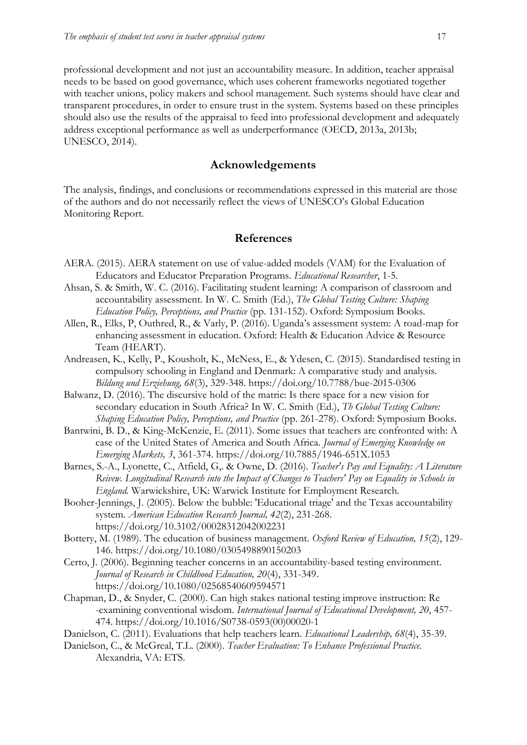professional development and not just an accountability measure. In addition, teacher appraisal needs to be based on good governance, which uses coherent frameworks negotiated together with teacher unions, policy makers and school management. Such systems should have clear and transparent procedures, in order to ensure trust in the system. Systems based on these principles should also use the results of the appraisal to feed into professional development and adequately address exceptional performance as well as underperformance (OECD, 2013a, 2013b; UNESCO, 2014).

## Acknowledgements

The analysis, findings, and conclusions or recommendations expressed in this material are those of the authors and do not necessarily reflect the views of UNESCO's Global Education Monitoring Report.

## References

AERA. (2015). AERA statement on use of value-added models (VAM) for the Evaluation of Educators and Educator Preparation Programs. *Educational Researcher*, 1-5.

Ahsan, S. & Smith, W. C. (2016). Facilitating student learning: A comparison of classroom and accountability assessment. In W. C. Smith (Ed.), *The Global Testing Culture: Shaping Education Policy, Perceptions, and Practice* (pp. 131-152). Oxford: Symposium Books.

Allen, R., Elks, P, Outhred, R., & Varly, P. (2016). Uganda's assessment system: A road-map for enhancing assessment in education. Oxford: Health & Education Advice & Resource Team (HEART).

Andreasen, K., Kelly, P., Kousholt, K., McNess, E., & Ydesen, C. (2015). Standardised testing in compulsory schooling in England and Denmark: A comparative study and analysis. *Bildung und Erziehung, 68*(3), 329-348. https://doi.org/10.7788/bue-2015-0306

Balwanz, D. (2016). The discursive hold of the matric: Is there space for a new vision for secondary education in South Africa? In W. C. Smith (Ed.), *Th Global Testing Culture: Shaping Education Policy, Perceptions, and Practice* (pp. 261-278). Oxford: Symposium Books.

Bantwini, B. D., & King-McKenzie, E. (2011). Some issues that teachers are confronted with: A case of the United States of America and South Africa. *Journal of Emerging Knowledge on Emerging Markets, 3*, 361-374. https://doi.org/10.7885/1946-651X.1053

Barnes, S.-A., Lyonette, C., Atfield, G,. & Owne, D. (2016). *Teacher's Pay and Equality: A Literature Reivew. Longitudinal Research into the Impact of Changes to Teachers' Pay on Equality in Schools in England.* Warwickshire, UK: Warwick Institute for Employment Research.

Booher-Jennings, J. (2005). Below the bubble: 'Educational triage' and the Texas accountability system. *American Education Research Journal, 42*(2), 231-268. https://doi.org/10.3102/00028312042002231

Bottery, M. (1989). The education of business management. *Oxford Review of Education, 15*(2), 129-146. https://doi.org/10.1080/0305498890150203

Certo, J. (2006). Beginning teacher concerns in an accountability-based testing environment. *Journal of Research in Childhood Education, 20*(4), 331-349. https://doi.org/10.1080/02568540609594571

Chapman, D., & Snyder, C. (2000). Can high stakes national testing improve instruction: Re -examining conventional wisdom. *International Journal of Educational Development, 20*, 457-474. https://doi.org/10.1016/S0738-0593(00)00020-1

Danielson, C. (2011). Evaluations that help teachers learn. *Educational Leadership, 68*(4), 35-39.

Danielson, C., & McGreal, T.L. (2000). *Teacher Evaluation: To Enhance Professional Practice.* Alexandria, VA: ETS.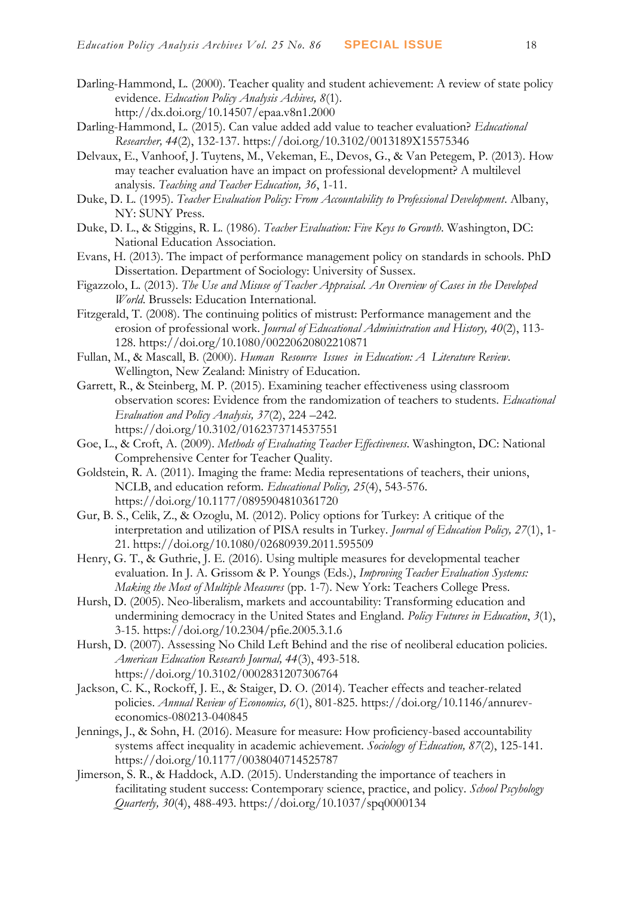Darling-Hammond, L. (2000). Teacher quality and student achievement: A review of state policy evidence. *Education Policy Analysis Achives, 8*(1). http://dx.doi.org/10.14507/epaa.v8n1.2000

Darling-Hammond, L. (2015). Can value added add value to teacher evaluation? *Educational Researcher, 44*(2), 132-137. https://doi.org/10.3102/0013189X15575346

Delvaux, E., Vanhoof, J. Tuytens, M., Vekeman, E., Devos, G., & Van Petegem, P. (2013). How may teacher evaluation have an impact on professional development? A multilevel analysis. *Teaching and Teacher Education, 36*, 1-11.

Duke, D. L. (1995). *Teacher Evaluation Policy: From Accountability to Professional Development*. Albany, NY: SUNY Press.

Duke, D. L., & Stiggins, R. L. (1986). *Teacher Evaluation: Five Keys to Growth*. Washington, DC: National Education Association.

Evans, H. (2013). The impact of performance management policy on standards in schools. PhD Dissertation. Department of Sociology: University of Sussex.

Figazzolo, L. (2013). *The Use and Misuse of Teacher Appraisal. An Overview of Cases in the Developed World*. Brussels: Education International.

Fitzgerald, T. (2008). The continuing politics of mistrust: Performance management and the erosion of professional work. *Journal of Educational Administration and History, 40*(2), 113-128. https://doi.org/10.1080/00220620802210871

Fullan, M., & Mascall, B. (2000). *Human Resource Issues in Education: A Literature Review*. Wellington, New Zealand: Ministry of Education.

Garrett, R., & Steinberg, M. P. (2015). Examining teacher effectiveness using classroom observation scores: Evidence from the randomization of teachers to students. *Educational Evaluation and Policy Analysis, 37*(2), 224 –242. https://doi.org/10.3102/0162373714537551

Goe, L., & Croft, A. (2009). *Methods of Evaluating Teacher Effectiveness*. Washington, DC: National Comprehensive Center for Teacher Quality.

Goldstein, R. A. (2011). Imaging the frame: Media representations of teachers, their unions, NCLB, and education reform. *Educational Policy, 25*(4), 543-576. https://doi.org/10.1177/0895904810361720

Gur, B. S., Celik, Z., & Ozoglu, M. (2012). Policy options for Turkey: A critique of the interpretation and utilization of PISA results in Turkey. *Journal of Education Policy, 27*(1), 1-21. https://doi.org/10.1080/02680939.2011.595509

Henry, G. T., & Guthrie, J. E. (2016). Using multiple measures for developmental teacher evaluation. In J. A. Grissom & P. Youngs (Eds.), *Improving Teacher Evaluation Systems: Making the Most of Multiple Measures* (pp. 1-7). New York: Teachers College Press.

Hursh, D. (2005). Neo-liberalism, markets and accountability: Transforming education and undermining democracy in the United States and England. *Policy Futures in Education*, *3*(1), 3-15. https://doi.org/10.2304/pfie.2005.3.1.6

Hursh, D. (2007). Assessing No Child Left Behind and the rise of neoliberal education policies. *American Education Research Journal, 44*(3), 493-518. https://doi.org/10.3102/0002831207306764

Jackson, C. K., Rockoff, J. E., & Staiger, D. O. (2014). Teacher effects and teacher-related policies. *Annual Review of Economics, 6*(1), 801-825. https://doi.org/10.1146/annurev-economics-080213-040845

Jennings, J., & Sohn, H. (2016). Measure for measure: How proficiency-based accountability systems affect inequality in academic achievement. *Sociology of Education, 87*(2), 125-141. https://doi.org/10.1177/0038040714525787

Jimerson, S. R., & Haddock, A.D. (2015). Understanding the importance of teachers in facilitating student success: Contemporary science, practice, and policy. *School Pscyhology Quarterly, 30*(4), 488-493. https://doi.org/10.1037/spq0000134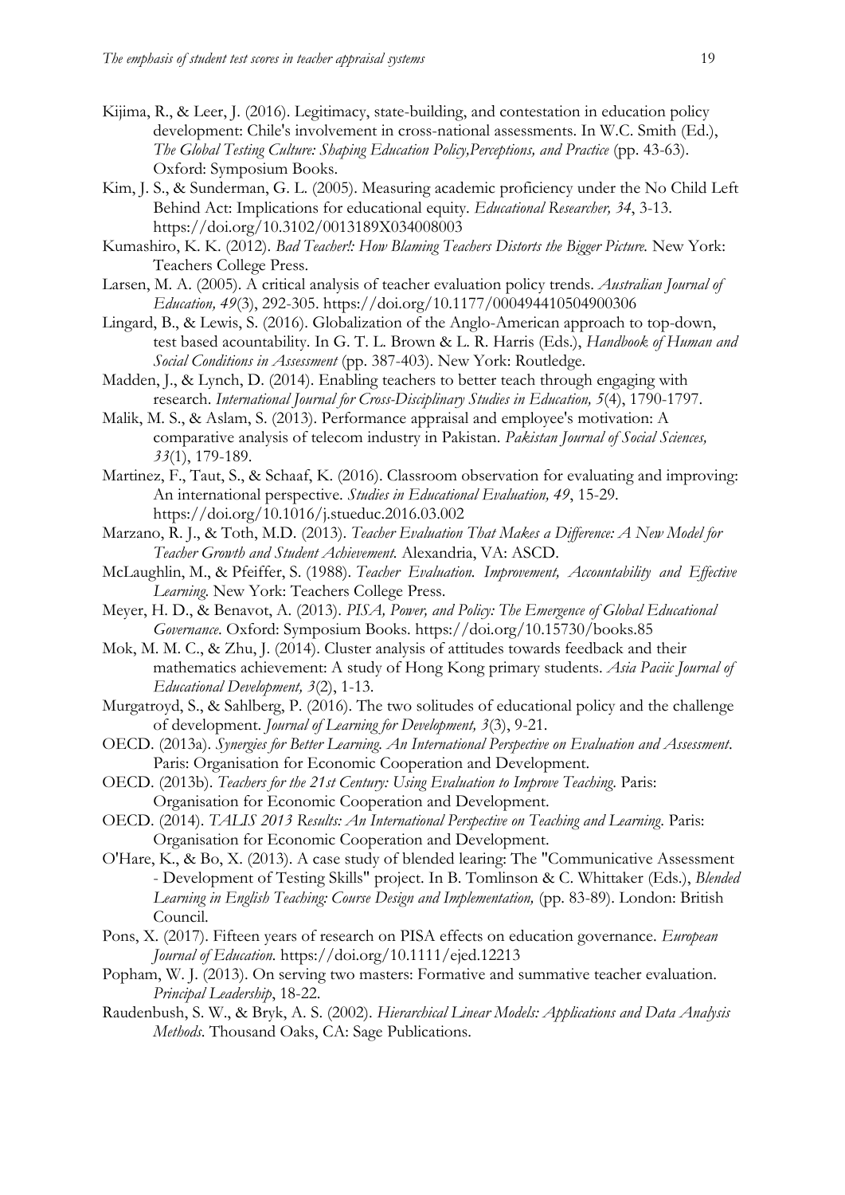Kijima, R., & Leer, J. (2016). Legitimacy, state-building, and contestation in education policy development: Chile's involvement in cross-national assessments. In W.C. Smith (Ed.), *The Global Testing Culture: Shaping Education Policy,Perceptions, and Practice* (pp. 43-63). Oxford: Symposium Books.

Kim, J. S., & Sunderman, G. L. (2005). Measuring academic proficiency under the No Child Left Behind Act: Implications for educational equity. *Educational Researcher, 34*, 3-13. https://doi.org/10.3102/0013189X034008003

Kumashiro, K. K. (2012). *Bad Teacher!: How Blaming Teachers Distorts the Bigger Picture.* New York: Teachers College Press.

Larsen, M. A. (2005). A critical analysis of teacher evaluation policy trends. *Australian Journal of Education, 49*(3), 292-305. https://doi.org/10.1177/000494410504900306

Lingard, B., & Lewis, S. (2016). Globalization of the Anglo-American approach to top-down, test based accountability. In G. T. L. Brown & L. R. Harris (Eds.), *Handbook of Human and Social Conditions in Assessment* (pp. 387-403). New York: Routledge.

Madden, J., & Lynch, D. (2014). Enabling teachers to better teach through engaging with research. *International Journal for Cross-Disciplinary Studies in Education, 5*(4), 1790-1797.

Malik, M. S., & Aslam, S. (2013). Performance appraisal and employee's motivation: A comparative analysis of telecom industry in Pakistan. *Pakistan Journal of Social Sciences, 33*(1), 179-189.

Martinez, F., Taut, S., & Schaaf, K. (2016). Classroom observation for evaluating and improving: An international perspective. *Studies in Educational Evaluation, 49*, 15-29. https://doi.org/10.1016/j.stueduc.2016.03.002

Marzano, R. J., & Toth, M.D. (2013). *Teacher Evaluation That Makes a Difference: A New Model for Teacher Growth and Student Achievement.* Alexandria, VA: ASCD.

McLaughlin, M., & Pfeiffer, S. (1988). *Teacher Evaluation. Improvement, Accountability and Effective Learning.* New York: Teachers College Press.

Meyer, H. D., & Benavot, A. (2013). *PISA, Power, and Policy: The Emergence of Global Educational Governance*. Oxford: Symposium Books. https://doi.org/10.15730/books.85

Mok, M. M. C., & Zhu, J. (2014). Cluster analysis of attitudes towards feedback and their mathematics achievement: A study of Hong Kong primary students. *Asia Paciic Journal of Educational Development, 3*(2), 1-13.

Murgatroyd, S., & Sahlberg, P. (2016). The two solitudes of educational policy and the challenge of development. *Journal of Learning for Development, 3*(3), 9-21.

OECD. (2013a). *Synergies for Better Learning. An International Perspective on Evaluation and Assessment*. Paris: Organisation for Economic Cooperation and Development.

OECD. (2013b). *Teachers for the 21st Century: Using Evaluation to Improve Teaching.* Paris: Organisation for Economic Cooperation and Development.

OECD. (2014). *TALIS 2013 Results: An International Perspective on Teaching and Learning.* Paris: Organisation for Economic Cooperation and Development.

O'Hare, K., & Bo, X. (2013). A case study of blended learing: The "Communicative Assessment - Development of Testing Skills" project. In B. Tomlinson & C. Whittaker (Eds.), *Blended Learning in English Teaching: Course Design and Implementation,* (pp. 83-89). London: British Council.

Pons, X. (2017). Fifteen years of research on PISA effects on education governance. *European Journal of Education.* https://doi.org/10.1111/ejed.12213

Popham, W. J. (2013). On serving two masters: Formative and summative teacher evaluation. *Principal Leadership*, 18-22.

Raudenbush, S. W., & Bryk, A. S. (2002). *Hierarchical Linear Models: Applications and Data Analysis Methods.* Thousand Oaks, CA: Sage Publications.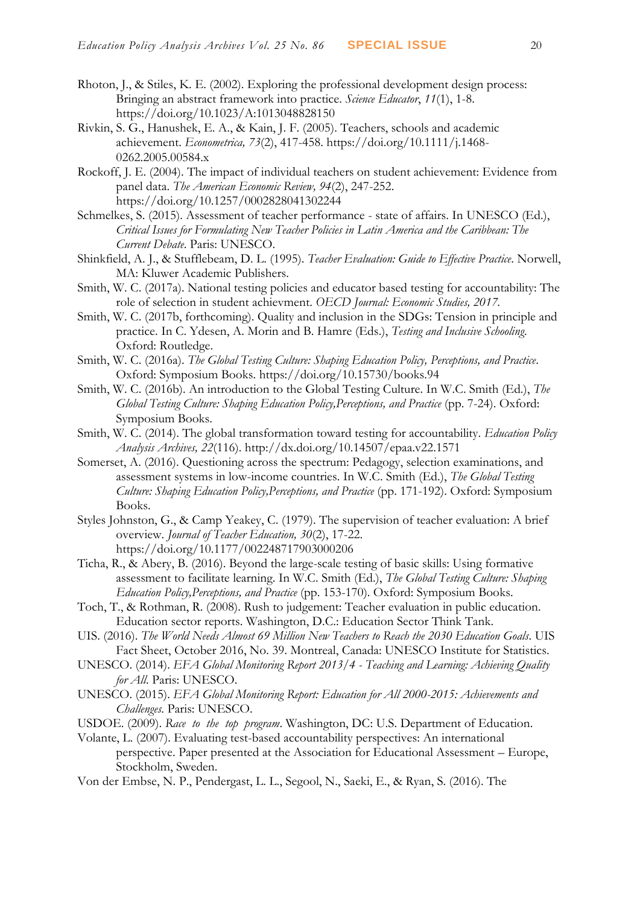Rhoton, J., & Stiles, K. E. (2002). Exploring the professional development design process: Bringing an abstract framework into practice. *Science Educator*, *11*(1), 1-8. https://doi.org/10.1023/A:1013048828150

Rivkin, S. G., Hanushek, E. A., & Kain, J. F. (2005). Teachers, schools and academic achievement. *Econometrica, 73*(2), 417-458. https://doi.org/10.1111/j.1468-0262.2005.00584.x

Rockoff, J. E. (2004). The impact of individual teachers on student achievement: Evidence from panel data. *The American Economic Review, 94*(2), 247-252. https://doi.org/10.1257/0002828041302244

Schmelkes, S. (2015). Assessment of teacher performance - state of affairs. In UNESCO (Ed.), *Critical Issues for Formulating New Teacher Policies in Latin America and the Caribbean: The Current Debate.* Paris: UNESCO.

Shinkfield, A. J., & Stufflebeam, D. L. (1995). *Teacher Evaluation: Guide to Effective Practice*. Norwell, MA: Kluwer Academic Publishers.

Smith, W. C. (2017a). National testing policies and educator based testing for accountability: The role of selection in student achievvment. *OECD Journal: Economic Studies, 2017*.

Smith, W. C. (2017b, forthcoming). Quality and inclusion in the SDGs: Tension in principle and practice. In C. Ydesen, A. Morin and B. Hamre (Eds.), *Testing and Inclusive Schooling.* Oxford: Routledge.

Smith, W. C. (2016a). *The Global Testing Culture: Shaping Education Policy, Perceptions, and Practice*. Oxford: Symposium Books. https://doi.org/10.15730/books.94

Smith, W. C. (2016b). An introduction to the Global Testing Culture. In W.C. Smith (Ed.), *The Global Testing Culture: Shaping Education Policy,Perceptions, and Practice* (pp. 7-24). Oxford: Symposium Books.

Smith, W. C. (2014). The global transformation toward testing for accountability. *Education Policy Analysis Archives, 22*(116). http://dx.doi.org/10.14507/epaa.v22.1571

Somerset, A. (2016). Questioning across the spectrum: Pedagogy, selection examinations, and assessment systems in low-income countries. In W.C. Smith (Ed.), *The Global Testing Culture: Shaping Education Policy,Perceptions, and Practice* (pp. 171-192). Oxford: Symposium Books.

Styles Johnston, G., & Camp Yeakey, C. (1979). The supervision of teacher evaluation: A brief overview. *Journal of Teacher Education, 30*(2), 17-22. https://doi.org/10.1177/002248717903000206

Ticha, R., & Abery, B. (2016). Beyond the large-scale testing of basic skills: Using formative assessment to facilitate learning. In W.C. Smith (Ed.), *The Global Testing Culture: Shaping Education Policy,Perceptions, and Practice* (pp. 153-170). Oxford: Symposium Books.

Toch, T., & Rothman, R. (2008). Rush to judgement: Teacher evaluation in public education. Education sector reports. Washington, D.C.: Education Sector Think Tank.

UIS. (2016). *The World Needs Almost 69 Million New Teachers to Reach the 2030 Education Goals*. UIS Fact Sheet, October 2016, No. 39. Montreal, Canada: UNESCO Institute for Statistics.

UNESCO. (2014). *EFA Global Monitoring Report 2013/4 - Teaching and Learning: Achieving Quality for All.* Paris: UNESCO.

UNESCO. (2015). *EFA Global Monitoring Report: Education for All 2000-2015: Achievements and Challenges.* Paris: UNESCO.

USDOE. (2009). *Race to the top program*. Washington, DC: U.S. Department of Education.

Volante, L. (2007). Evaluating test-based accountability perspectives: An international perspective. Paper presented at the Association for Educational Assessment – Europe, Stockholm, Sweden.

Von der Embse, N. P., Pendergast, L. L., Segool, N., Saeki, E., & Ryan, S. (2016). The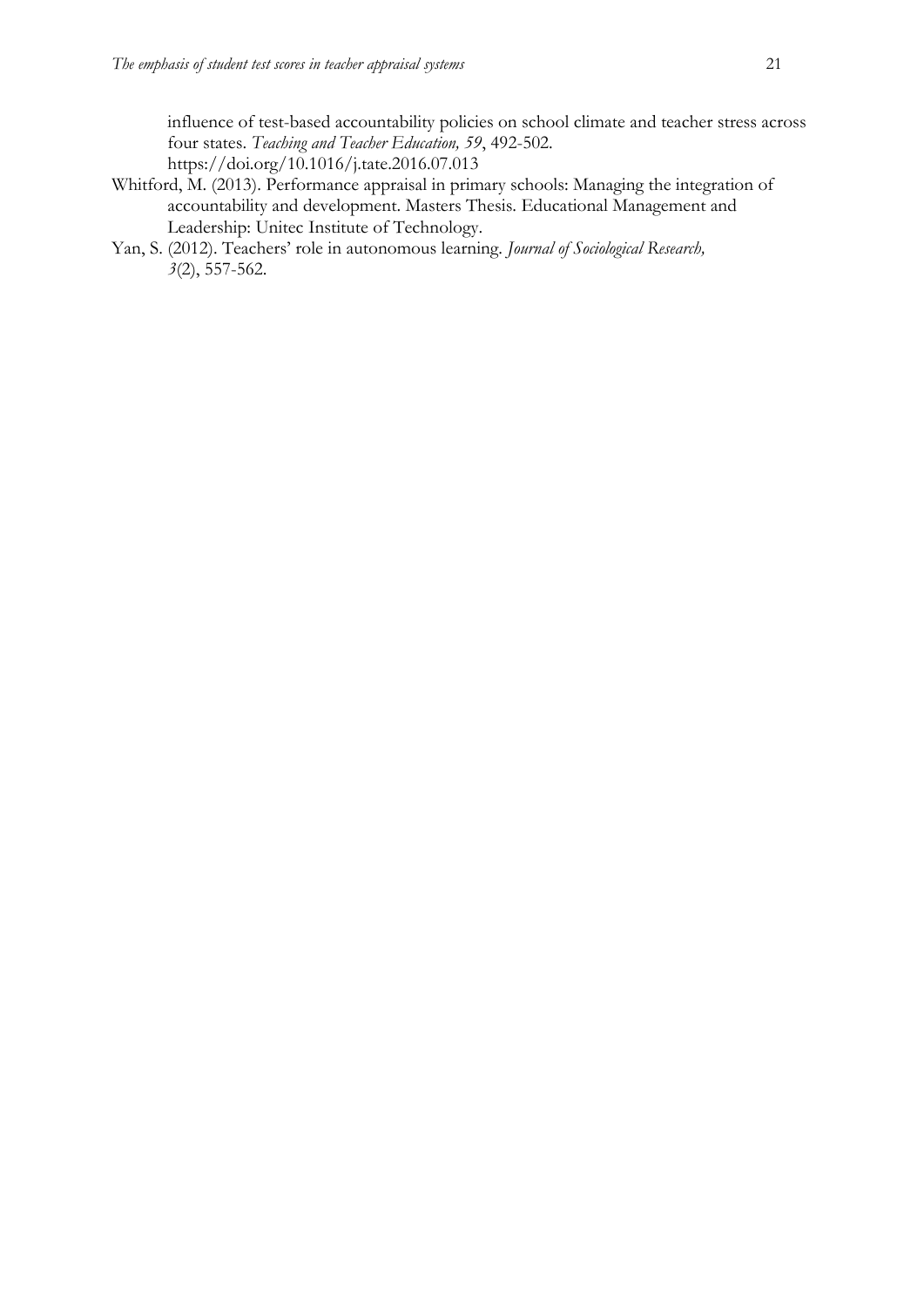influence of test-based accountability policies on school climate and teacher stress across four states. *Teaching and Teacher Education, 59*, 492-502. https://doi.org/10.1016/j.tate.2016.07.013

Whitford, M. (2013). Performance appraisal in primary schools: Managing the integration of accountability and development. Masters Thesis. Educational Management and Leadership: Unitec Institute of Technology.

Yan, S. (2012). Teachers' role in autonomous learning. *Journal of Sociological Research, 3*(2), 557-562.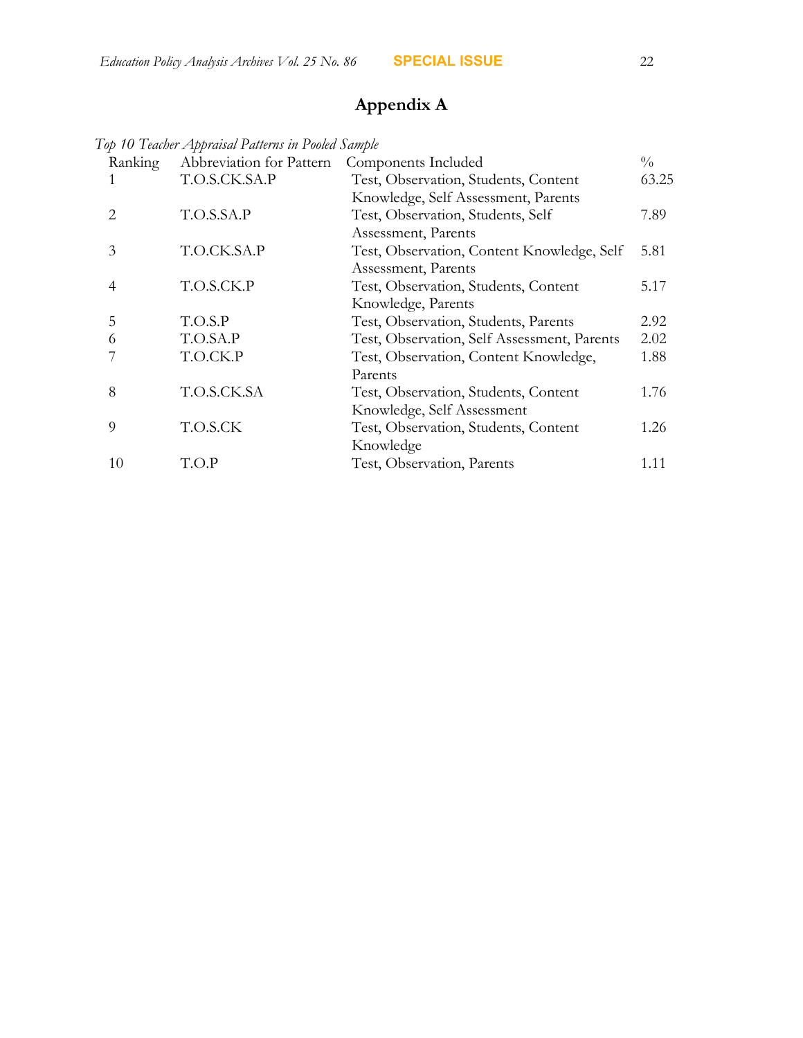# Appendix A

*Top 10 Teacher Appraisal Patterns in Pooled Sample*

| Ranking | Abbreviation for Pattern | Components Included | % |
|---|---|---|---|
| 1 | T.O.S.CK.SA.P | Test, Observation, Students, Content Knowledge, Self Assessment, Parents | 63.25 |
| 2 | T.O.S.SA.P | Test, Observation, Students, Self Assessment, Parents | 7.89 |
| 3 | T.O.CK.SA.P | Test, Observation, Content Knowledge, Self Assessment, Parents | 5.81 |
| 4 | T.O.S.CK.P | Test, Observation, Students, Content Knowledge, Parents | 5.17 |
| 5 | T.O.S.P | Test, Observation, Students, Parents | 2.92 |
| 6 | T.O.SA.P | Test, Observation, Self Assessment, Parents | 2.02 |
| 7 | T.O.CK.P | Test, Observation, Content Knowledge, Parents | 1.88 |
| 8 | T.O.S.CK.SA | Test, Observation, Students, Content Knowledge, Self Assessment | 1.76 |
| 9 | T.O.S.CK | Test, Observation, Students, Content Knowledge | 1.26 |
| 10 | T.O.P | Test, Observation, Parents | 1.11 |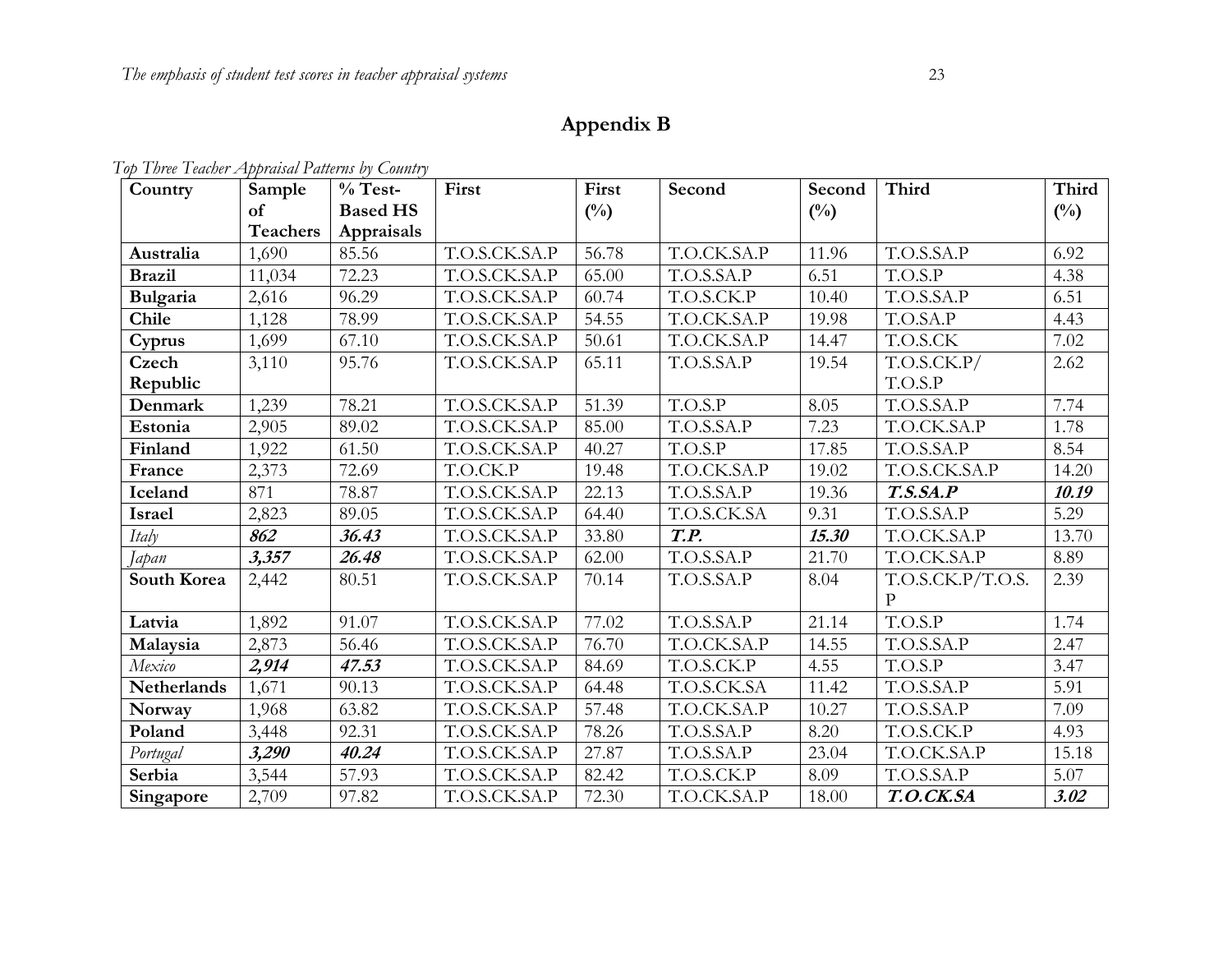# Appendix B

*Top Three Teacher Appraisal Patterns by Country*

| Country | Sample of Teachers | % Test-Based HS Appraisals | First | First (%) | Second | Second (%) | Third | Third (%) |
|---|---|---|---|---|---|---|---|---|
| **Australia** | 1,690 | 85.56 | T.O.S.CK.SA.P | 56.78 | T.O.CK.SA.P | 11.96 | T.O.S.SA.P | 6.92 |
| **Brazil** | 11,034 | 72.23 | T.O.S.CK.SA.P | 65.00 | T.O.S.SA.P | 6.51 | T.O.S.P | 4.38 |
| **Bulgaria** | 2,616 | 96.29 | T.O.S.CK.SA.P | 60.74 | T.O.S.CK.P | 10.40 | T.O.S.SA.P | 6.51 |
| **Chile** | 1,128 | 78.99 | T.O.S.CK.SA.P | 54.55 | T.O.CK.SA.P | 19.98 | T.O.SA.P | 4.43 |
| **Cyprus** | 1,699 | 67.10 | T.O.S.CK.SA.P | 50.61 | T.O.CK.SA.P | 14.47 | T.O.S.CK | 7.02 |
| **Czech Republic** | 3,110 | 95.76 | T.O.S.CK.SA.P | 65.11 | T.O.S.SA.P | 19.54 | T.O.S.CK.P/ T.O.S.P | 2.62 |
| **Denmark** | 1,239 | 78.21 | T.O.S.CK.SA.P | 51.39 | T.O.S.P | 8.05 | T.O.S.SA.P | 7.74 |
| **Estonia** | 2,905 | 89.02 | T.O.S.CK.SA.P | 85.00 | T.O.S.SA.P | 7.23 | T.O.CK.SA.P | 1.78 |
| **Finland** | 1,922 | 61.50 | T.O.S.CK.SA.P | 40.27 | T.O.S.P | 17.85 | T.O.S.SA.P | 8.54 |
| **France** | 2,373 | 72.69 | T.O.CK.P | 19.48 | T.O.CK.SA.P | 19.02 | T.O.S.CK.SA.P | 14.20 |
| **Iceland** | 871 | 78.87 | T.O.S.CK.SA.P | 22.13 | T.O.S.SA.P | 19.36 | ***T.S.SA.P*** | ***10.19*** |
| **Israel** | 2,823 | 89.05 | T.O.S.CK.SA.P | 64.40 | T.O.S.CK.SA | 9.31 | T.O.S.SA.P | 5.29 |
| *Italy* | ***862*** | ***36.43*** | T.O.S.CK.SA.P | 33.80 | ***T.P.*** | ***15.30*** | T.O.CK.SA.P | 13.70 |
| *Japan* | ***3,357*** | ***26.48*** | T.O.S.CK.SA.P | 62.00 | T.O.S.SA.P | 21.70 | T.O.CK.SA.P | 8.89 |
| **South Korea** | 2,442 | 80.51 | T.O.S.CK.SA.P | 70.14 | T.O.S.SA.P | 8.04 | T.O.S.CK.P/T.O.S.P | 2.39 |
| **Latvia** | 1,892 | 91.07 | T.O.S.CK.SA.P | 77.02 | T.O.S.SA.P | 21.14 | T.O.S.P | 1.74 |
| **Malaysia** | 2,873 | 56.46 | T.O.S.CK.SA.P | 76.70 | T.O.CK.SA.P | 14.55 | T.O.S.SA.P | 2.47 |
| *Mexico* | ***2,914*** | ***47.53*** | T.O.S.CK.SA.P | 84.69 | T.O.S.CK.P | 4.55 | T.O.S.P | 3.47 |
| **Netherlands** | 1,671 | 90.13 | T.O.S.CK.SA.P | 64.48 | T.O.S.CK.SA | 11.42 | T.O.S.SA.P | 5.91 |
| **Norway** | 1,968 | 63.82 | T.O.S.CK.SA.P | 57.48 | T.O.CK.SA.P | 10.27 | T.O.S.SA.P | 7.09 |
| **Poland** | 3,448 | 92.31 | T.O.S.CK.SA.P | 78.26 | T.O.S.SA.P | 8.20 | T.O.S.CK.P | 4.93 |
| *Portugal* | ***3,290*** | ***40.24*** | T.O.S.CK.SA.P | 27.87 | T.O.S.SA.P | 23.04 | T.O.CK.SA.P | 15.18 |
| **Serbia** | 3,544 | 57.93 | T.O.S.CK.SA.P | 82.42 | T.O.S.CK.P | 8.09 | T.O.S.SA.P | 5.07 |
| **Singapore** | 2,709 | 97.82 | T.O.S.CK.SA.P | 72.30 | T.O.CK.SA.P | 18.00 | ***T.O.CK.SA*** | ***3.02*** |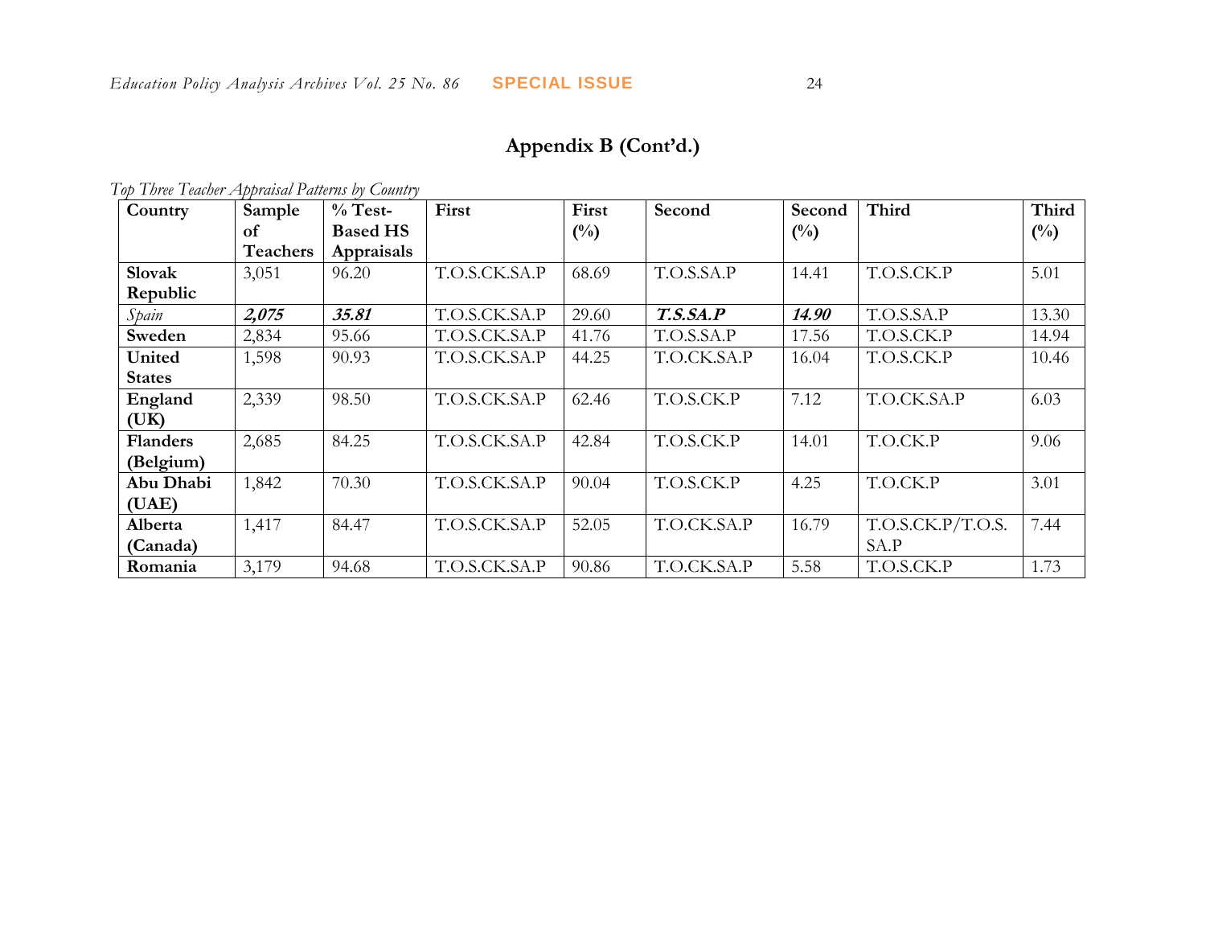## Appendix B (Cont'd.)

*Top Three Teacher Appraisal Patterns by Country*

| Country | Sample of Teachers | % Test-Based HS Appraisals | First | First (%) | Second | Second (%) | Third | Third (%) |
|---|---|---|---|---|---|---|---|---|
| **Slovak Republic** | 3,051 | 96.20 | T.O.S.CK.SA.P | 68.69 | T.O.S.SA.P | 14.41 | T.O.S.CK.P | 5.01 |
| *Spain* | ***2,075*** | ***35.81*** | T.O.S.CK.SA.P | 29.60 | ***T.S.SA.P*** | ***14.90*** | T.O.S.SA.P | 13.30 |
| **Sweden** | 2,834 | 95.66 | T.O.S.CK.SA.P | 41.76 | T.O.S.SA.P | 17.56 | T.O.S.CK.P | 14.94 |
| **United States** | 1,598 | 90.93 | T.O.S.CK.SA.P | 44.25 | T.O.CK.SA.P | 16.04 | T.O.S.CK.P | 10.46 |
| **England (UK)** | 2,339 | 98.50 | T.O.S.CK.SA.P | 62.46 | T.O.S.CK.P | 7.12 | T.O.CK.SA.P | 6.03 |
| **Flanders (Belgium)** | 2,685 | 84.25 | T.O.S.CK.SA.P | 42.84 | T.O.S.CK.P | 14.01 | T.O.CK.P | 9.06 |
| **Abu Dhabi (UAE)** | 1,842 | 70.30 | T.O.S.CK.SA.P | 90.04 | T.O.S.CK.P | 4.25 | T.O.CK.P | 3.01 |
| **Alberta (Canada)** | 1,417 | 84.47 | T.O.S.CK.SA.P | 52.05 | T.O.CK.SA.P | 16.79 | T.O.S.CK.P/T.O.S.SA.P | 7.44 |
| **Romania** | 3,179 | 94.68 | T.O.S.CK.SA.P | 90.86 | T.O.CK.SA.P | 5.58 | T.O.S.CK.P | 1.73 |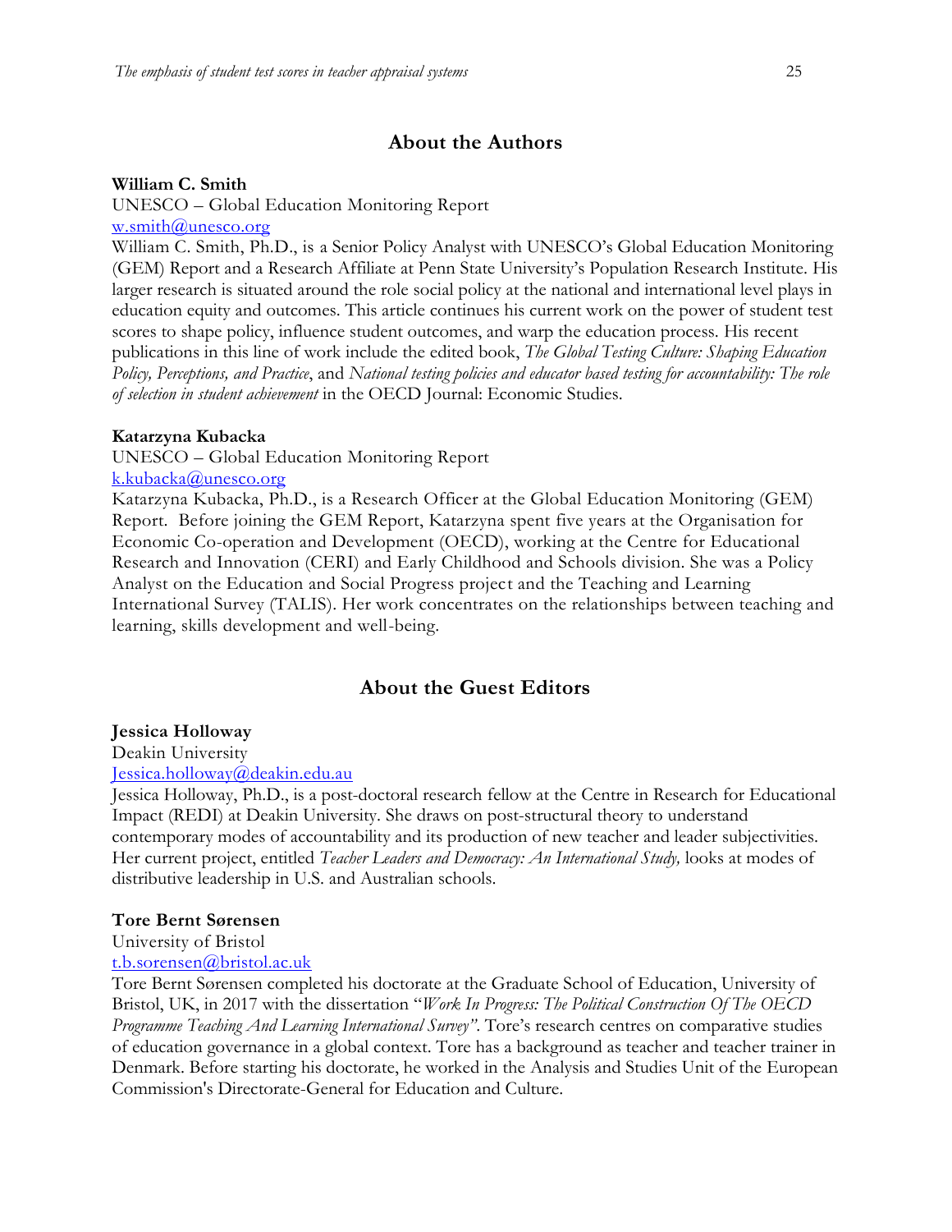## About the Authors

**William C. Smith**
UNESCO – Global Education Monitoring Report
w.smith@unesco.org
William C. Smith, Ph.D., is a Senior Policy Analyst with UNESCO's Global Education Monitoring (GEM) Report and a Research Affiliate at Penn State University's Population Research Institute. His larger research is situated around the role social policy at the national and international level plays in education equity and outcomes. This article continues his current work on the power of student test scores to shape policy, influence student outcomes, and warp the education process. His recent publications in this line of work include the edited book, *The Global Testing Culture: Shaping Education Policy, Perceptions, and Practice*, and *National testing policies and educator based testing for accountability: The role of selection in student achievement* in the OECD Journal: Economic Studies.

**Katarzyna Kubacka**
UNESCO – Global Education Monitoring Report
k.kubacka@unesco.org
Katarzyna Kubacka, Ph.D., is a Research Officer at the Global Education Monitoring (GEM) Report. Before joining the GEM Report, Katarzyna spent five years at the Organisation for Economic Co-operation and Development (OECD), working at the Centre for Educational Research and Innovation (CERI) and Early Childhood and Schools division. She was a Policy Analyst on the Education and Social Progress project and the Teaching and Learning International Survey (TALIS). Her work concentrates on the relationships between teaching and learning, skills development and well-being.

## About the Guest Editors

**Jessica Holloway**
Deakin University
Jessica.holloway@deakin.edu.au
Jessica Holloway, Ph.D., is a post-doctoral research fellow at the Centre in Research for Educational Impact (REDI) at Deakin University. She draws on post-structural theory to understand contemporary modes of accountability and its production of new teacher and leader subjectivities. Her current project, entitled *Teacher Leaders and Democracy: An International Study,* looks at modes of distributive leadership in U.S. and Australian schools.

**Tore Bernt Sørensen**
University of Bristol
t.b.sorensen@bristol.ac.uk
Tore Bernt Sørensen completed his doctorate at the Graduate School of Education, University of Bristol, UK, in 2017 with the dissertation "*Work In Progress: The Political Construction Of The OECD Programme Teaching And Learning International Survey*". Tore's research centres on comparative studies of education governance in a global context. Tore has a background as teacher and teacher trainer in Denmark. Before starting his doctorate, he worked in the Analysis and Studies Unit of the European Commission's Directorate-General for Education and Culture.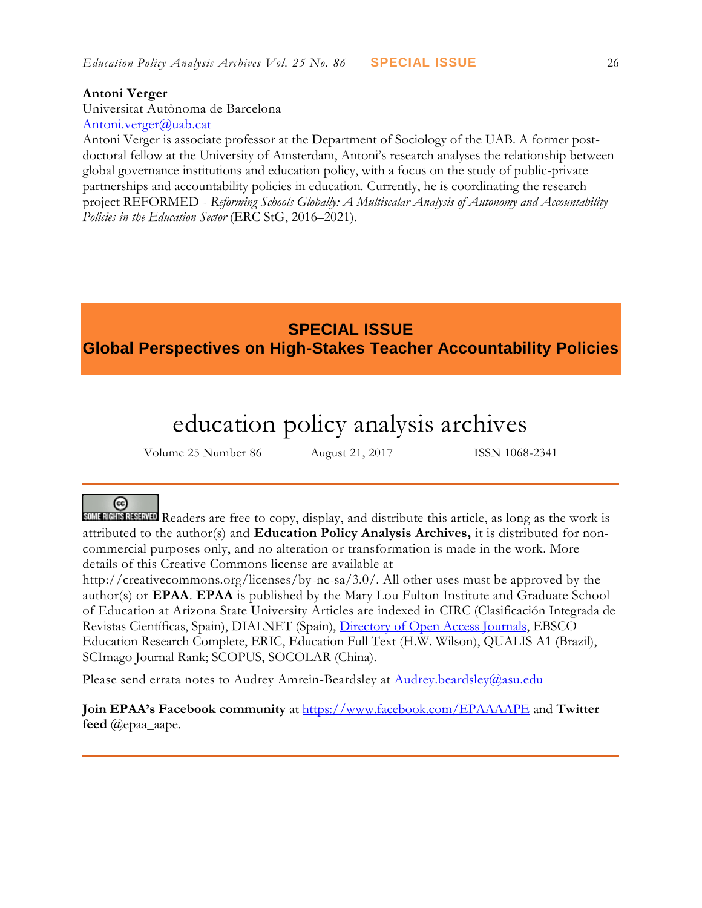**Antoni Verger**
Universitat Autònoma de Barcelona
Antoni.verger@uab.cat
Antoni Verger is associate professor at the Department of Sociology of the UAB. A former post-doctoral fellow at the University of Amsterdam, Antoni's research analyses the relationship between global governance institutions and education policy, with a focus on the study of public-private partnerships and accountability policies in education. Currently, he is coordinating the research project REFORMED - *Reforming Schools Globally: A Multiscalar Analysis of Autonomy and Accountability Policies in the Education Sector* (ERC StG, 2016–2021).

## SPECIAL ISSUE
## Global Perspectives on High-Stakes Teacher Accountability Policies

# education policy analysis archives

Volume 25 Number 86 August 21, 2017 ISSN 1068-2341

---

SOME RIGHTS RESERVED Readers are free to copy, display, and distribute this article, as long as the work is attributed to the author(s) and **Education Policy Analysis Archives,** it is distributed for non-commercial purposes only, and no alteration or transformation is made in the work. More details of this Creative Commons license are available at http://creativecommons.org/licenses/by-nc-sa/3.0/. All other uses must be approved by the author(s) or **EPAA**. **EPAA** is published by the Mary Lou Fulton Institute and Graduate School of Education at Arizona State University Articles are indexed in CIRC (Clasificación Integrada de Revistas Científicas, Spain), DIALNET (Spain), Directory of Open Access Journals, EBSCO Education Research Complete, ERIC, Education Full Text (H.W. Wilson), QUALIS A1 (Brazil), SCImago Journal Rank; SCOPUS, SOCOLAR (China).

Please send errata notes to Audrey Amrein-Beardsley at Audrey.beardsley@asu.edu

**Join EPAA's Facebook community** at https://www.facebook.com/EPAAAAPE and **Twitter feed** @epaa_aape.

---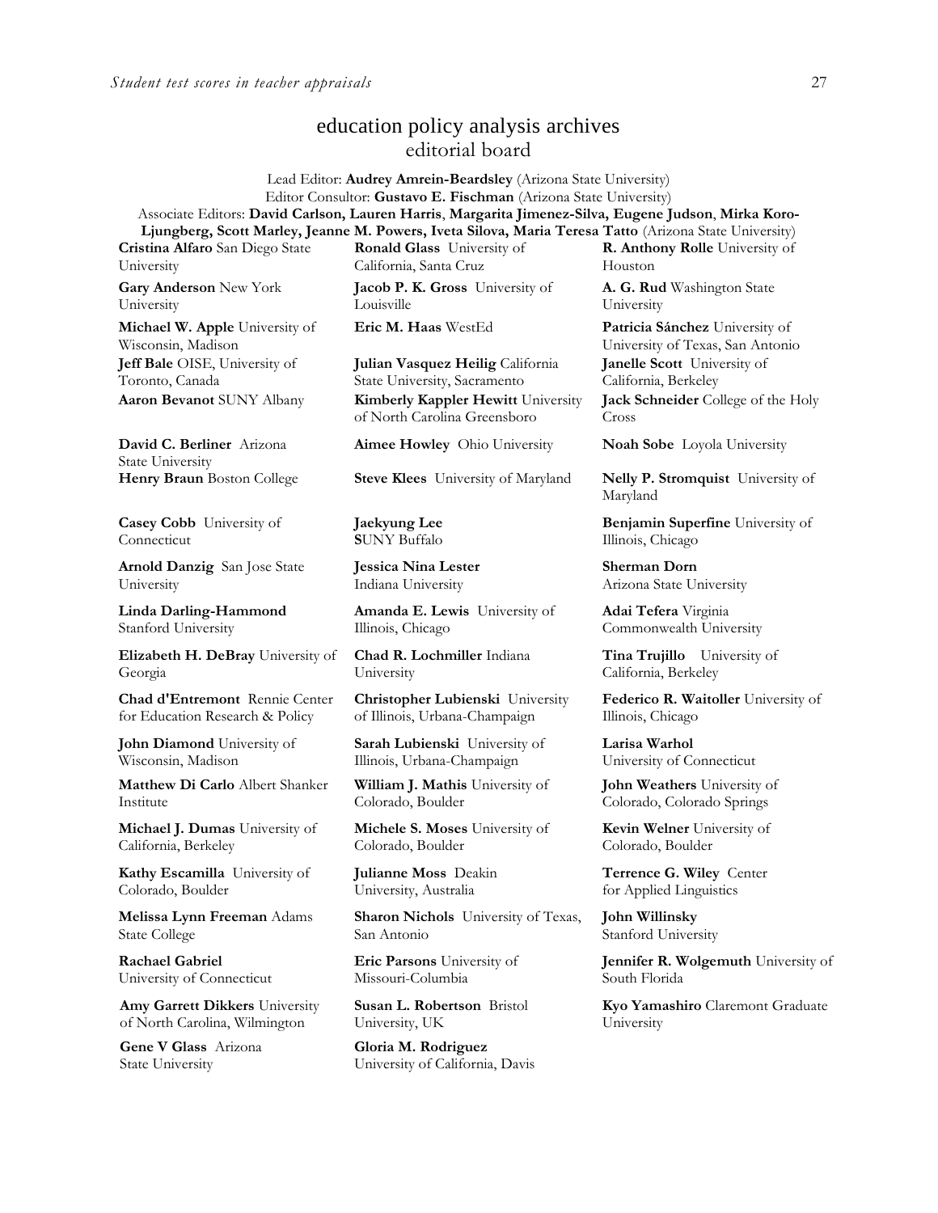# education policy analysis archives
## editorial board

Lead Editor: **Audrey Amrein-Beardsley** (Arizona State University)
Editor Consultor: **Gustavo E. Fischman** (Arizona State University)
Associate Editors: **David Carlson, Lauren Harris**, **Margarita Jimenez-Silva, Eugene Judson**, **Mirka Koro-Ljungberg, Scott Marley, Jeanne M. Powers, Iveta Silova, Maria Teresa Tatto** (Arizona State University)

**Cristina Alfaro** San Diego State University

**Gary Anderson** New York University

**Michael W. Apple** University of Wisconsin, Madison

**Jeff Bale** OISE, University of Toronto, Canada

**Aaron Bevanot** SUNY Albany

**David C. Berliner** Arizona State University

**Henry Braun** Boston College

**Casey Cobb** University of Connecticut

**Arnold Danzig** San Jose State University

**Linda Darling-Hammond** Stanford University

**Elizabeth H. DeBray** University of Georgia

**Chad d'Entremont** Rennie Center for Education Research & Policy

**John Diamond** University of Wisconsin, Madison

**Matthew Di Carlo** Albert Shanker Institute

**Michael J. Dumas** University of California, Berkeley

**Kathy Escamilla** University of Colorado, Boulder

**Melissa Lynn Freeman** Adams State College

**Rachael Gabriel** University of Connecticut

**Amy Garrett Dikkers** University of North Carolina, Wilmington

**Gene V Glass** Arizona State University

**Ronald Glass** University of California, Santa Cruz

**Jacob P. K. Gross** University of Louisville

**Eric M. Haas** WestEd

**Julian Vasquez Heilig** California State University, Sacramento

**Kimberly Kappler Hewitt** University of North Carolina Greensboro

**Aimee Howley** Ohio University

**Steve Klees** University of Maryland

**Jaekyung Lee** SUNY Buffalo

**Jessica Nina Lester** Indiana University

**Amanda E. Lewis** University of Illinois, Chicago

**Chad R. Lochmiller** Indiana University

**Christopher Lubienski** University of Illinois, Urbana-Champaign

**Sarah Lubienski** University of Illinois, Urbana-Champaign

**William J. Mathis** University of Colorado, Boulder

**Michele S. Moses** University of Colorado, Boulder

**Julianne Moss** Deakin University, Australia

**Sharon Nichols** University of Texas, San Antonio

**Eric Parsons** University of Missouri-Columbia

**Susan L. Robertson** Bristol University, UK

**Gloria M. Rodriguez** University of California, Davis

**R. Anthony Rolle** University of Houston

**A. G. Rud** Washington State University

**Patricia Sánchez** University of University of Texas, San Antonio

**Janelle Scott** University of California, Berkeley

**Jack Schneider** College of the Holy Cross

**Noah Sobe** Loyola University

**Nelly P. Stromquist** University of Maryland

**Benjamin Superfine** University of Illinois, Chicago

**Sherman Dorn** Arizona State University

**Adai Tefera** Virginia Commonwealth University

**Tina Trujillo** University of California, Berkeley

**Federico R. Waitoller** University of Illinois, Chicago

**Larisa Warhol** University of Connecticut

**John Weathers** University of Colorado, Colorado Springs

**Kevin Welner** University of Colorado, Boulder

**Terrence G. Wiley** Center for Applied Linguistics

**John Willinsky** Stanford University

**Jennifer R. Wolgemuth** University of South Florida

**Kyo Yamashiro** Claremont Graduate University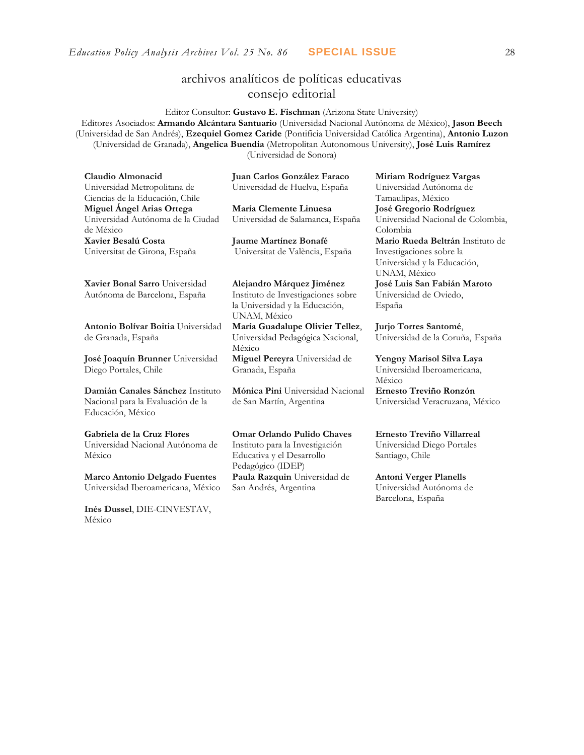# archivos analíticos de políticas educativas
## consejo editorial

Editor Consultor: **Gustavo E. Fischman** (Arizona State University)
Editores Asociados: **Armando Alcántara Santuario** (Universidad Nacional Autónoma de México), **Jason Beech** (Universidad de San Andrés), **Ezequiel Gomez Caride** (Pontificia Universidad Católica Argentina), **Antonio Luzon** (Universidad de Granada), **Angelica Buendia** (Metropolitan Autonomous University), **José Luis Ramírez** (Universidad de Sonora)

**Claudio Almonacid**
Universidad Metropolitana de Ciencias de la Educación, Chile

**Miguel Ángel Arias Ortega**
Universidad Autónoma de la Ciudad de México

**Xavier Besalú Costa**
Universitat de Girona, España

**Xavier Bonal Sarro** Universidad Autónoma de Barcelona, España

**Antonio Bolívar Boitia** Universidad de Granada, España

**José Joaquín Brunner** Universidad Diego Portales, Chile

**Damián Canales Sánchez** Instituto Nacional para la Evaluación de la Educación, México

**Gabriela de la Cruz Flores**
Universidad Nacional Autónoma de México

**Marco Antonio Delgado Fuentes**
Universidad Iberoamericana, México

**Inés Dussel**, DIE-CINVESTAV, México

**Juan Carlos González Faraco**
Universidad de Huelva, España

**María Clemente Linuesa**
Universidad de Salamanca, España

**Jaume Martínez Bonafé**
Universitat de València, España

**Alejandro Márquez Jiménez**
Instituto de Investigaciones sobre la Universidad y la Educación, UNAM, México

**María Guadalupe Olivier Tellez**, Universidad Pedagógica Nacional, México

**Miguel Pereyra** Universidad de Granada, España

**Mónica Pini** Universidad Nacional de San Martín, Argentina

**Omar Orlando Pulido Chaves**
Instituto para la Investigación Educativa y el Desarrollo Pedagógico (IDEP)

**Paula Razquin** Universidad de San Andrés, Argentina

**Miriam Rodríguez Vargas**
Universidad Autónoma de Tamaulipas, México

**José Gregorio Rodríguez**
Universidad Nacional de Colombia, Colombia

**Mario Rueda Beltrán** Instituto de Investigaciones sobre la Universidad y la Educación, UNAM, México

**José Luis San Fabián Maroto**
Universidad de Oviedo, España

**Jurjo Torres Santomé**, Universidad de la Coruña, España

**Yengny Marisol Silva Laya**
Universidad Iberoamericana, México

**Ernesto Treviño Ronzón**
Universidad Veracruzana, México

**Ernesto Treviño Villarreal**
Universidad Diego Portales Santiago, Chile

**Antoni Verger Planells**
Universidad Autónoma de Barcelona, España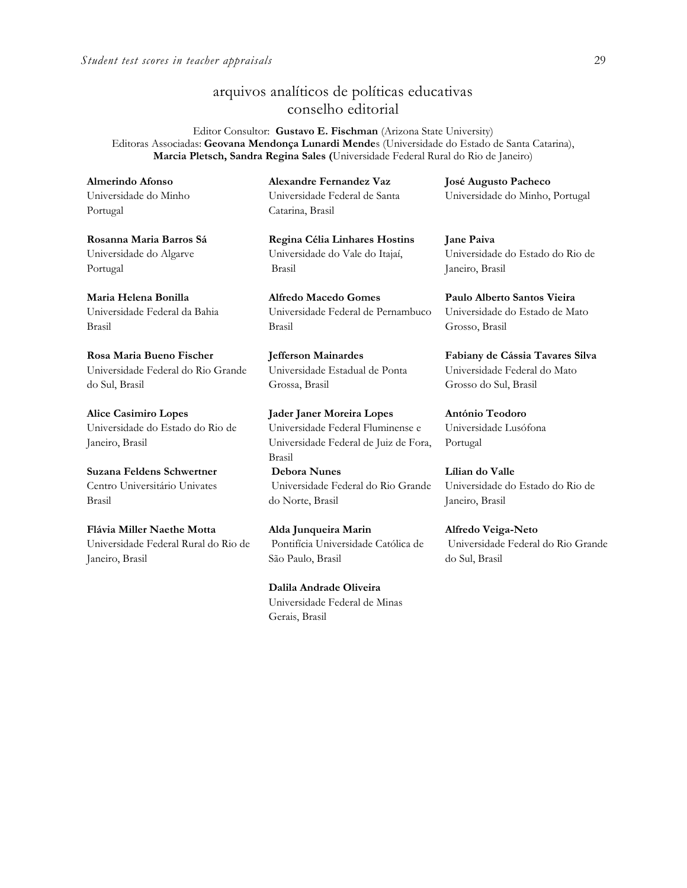# arquivos analíticos de políticas educativas
## conselho editorial

Editor Consultor: **Gustavo E. Fischman** (Arizona State University)
Editoras Associadas: **Geovana Mendonça Lunardi Mende**s (Universidade do Estado de Santa Catarina), **Marcia Pletsch, Sandra Regina Sales (**Universidade Federal Rural do Rio de Janeiro)

**Almerindo Afonso**
Universidade do Minho
Portugal

**Rosanna Maria Barros Sá**
Universidade do Algarve
Portugal

**Maria Helena Bonilla**
Universidade Federal da Bahia
Brasil

**Rosa Maria Bueno Fischer**
Universidade Federal do Rio Grande do Sul, Brasil

**Alice Casimiro Lopes**
Universidade do Estado do Rio de Janeiro, Brasil

**Suzana Feldens Schwertner**
Centro Universitário Univates
Brasil

**Flávia Miller Naethe Motta**
Universidade Federal Rural do Rio de Janeiro, Brasil

**Alexandre Fernandez Vaz**
Universidade Federal de Santa Catarina, Brasil

**Regina Célia Linhares Hostins**
Universidade do Vale do Itajaí, Brasil

**Alfredo Macedo Gomes**
Universidade Federal de Pernambuco
Brasil

**Jefferson Mainardes**
Universidade Estadual de Ponta Grossa, Brasil

**Jader Janer Moreira Lopes**
Universidade Federal Fluminense e Universidade Federal de Juiz de Fora, Brasil

**Debora Nunes**
Universidade Federal do Rio Grande do Norte, Brasil

**Alda Junqueira Marin**
Pontifícia Universidade Católica de São Paulo, Brasil

**Dalila Andrade Oliveira**
Universidade Federal de Minas Gerais, Brasil

**José Augusto Pacheco**
Universidade do Minho, Portugal

**Jane Paiva**
Universidade do Estado do Rio de Janeiro, Brasil

**Paulo Alberto Santos Vieira**
Universidade do Estado de Mato Grosso, Brasil

**Fabiany de Cássia Tavares Silva**
Universidade Federal do Mato Grosso do Sul, Brasil

**António Teodoro**
Universidade Lusófona
Portugal

**Lílian do Valle**
Universidade do Estado do Rio de Janeiro, Brasil

**Alfredo Veiga-Neto**
Universidade Federal do Rio Grande do Sul, Brasil